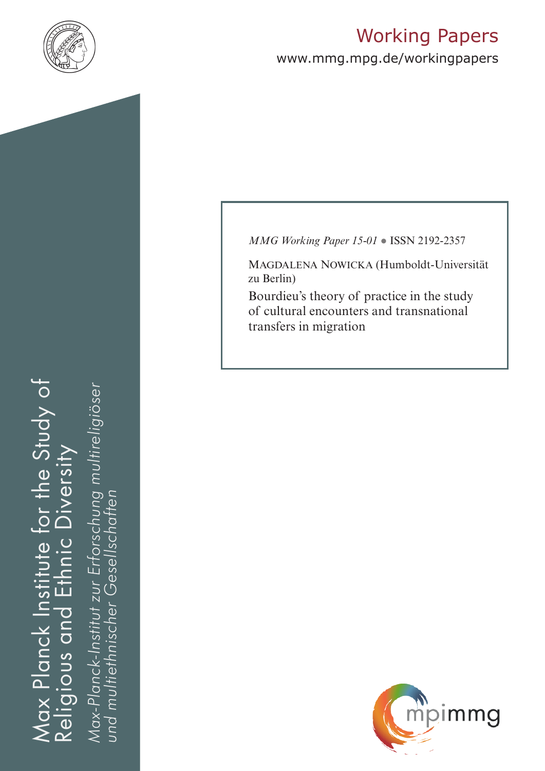Working Papers

www.mmg.mpg.de/workingpapers

Max Planck Institute for the Study of Religious and Ethnic Diversity

*Max-Planck-Institut zur Erforschung multireligiöser und multiethnischer Gesellschaften*

*MMG Working Paper 15-01* ● ISSN 2192-2357

MAGDALENA NOWICKA (Humboldt-Universität zu Berlin)

Bourdieu's theory of practice in the study of cultural encounters and transnational transfers in migration

mpimmg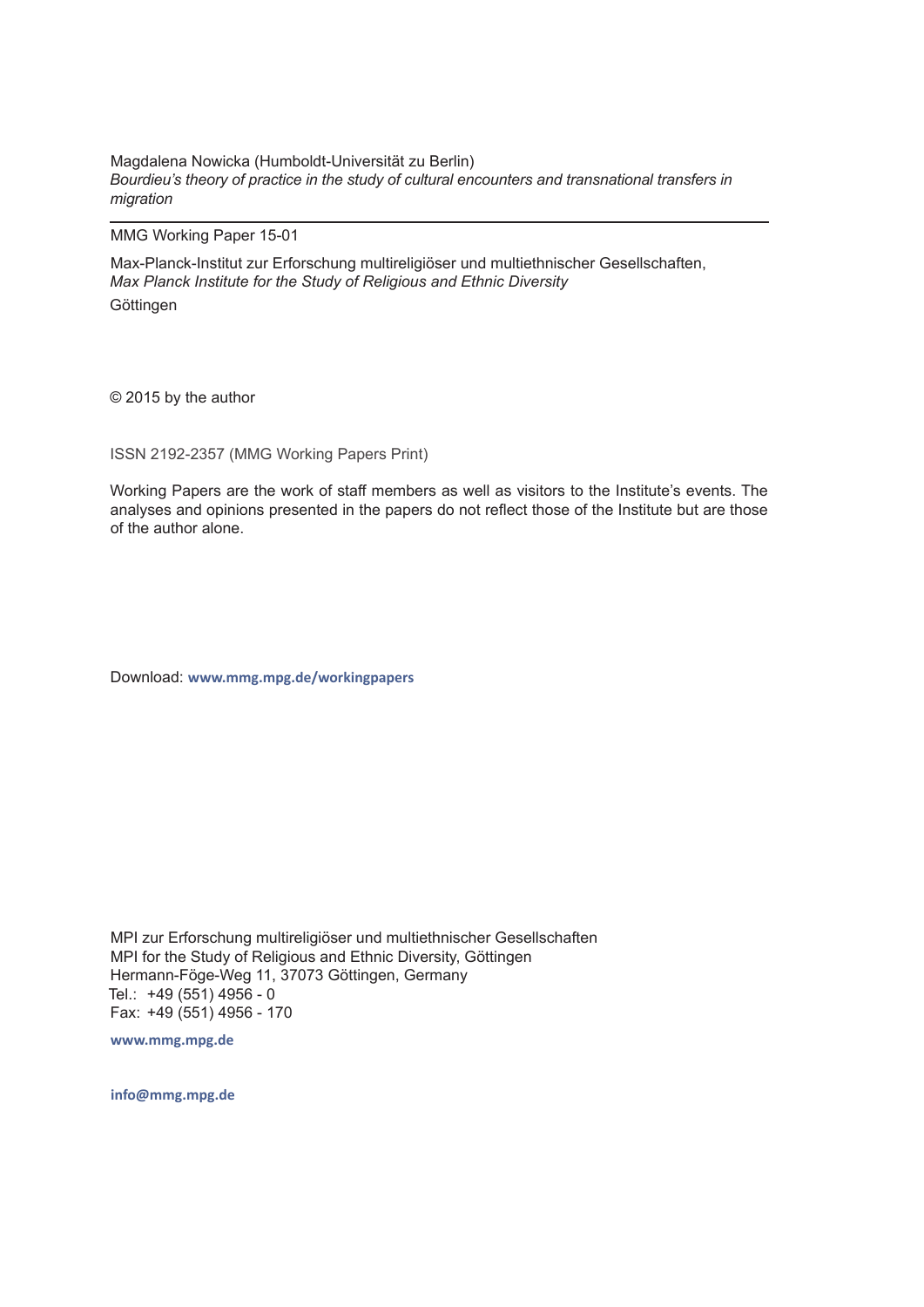Magdalena Nowicka (Humboldt-Universität zu Berlin)
*Bourdieu's theory of practice in the study of cultural encounters and transnational transfers in migration*

---

MMG Working Paper 15-01

Max-Planck-Institut zur Erforschung multireligiöser und multiethnischer Gesellschaften,
*Max Planck Institute for the Study of Religious and Ethnic Diversity*
Göttingen

© 2015 by the author

ISSN 2192-2357 (MMG Working Papers Print)

Working Papers are the work of staff members as well as visitors to the Institute's events. The analyses and opinions presented in the papers do not reflect those of the Institute but are those of the author alone.

Download: **www.mmg.mpg.de/workingpapers**

MPI zur Erforschung multireligiöser und multiethnischer Gesellschaften
MPI for the Study of Religious and Ethnic Diversity, Göttingen
Hermann-Föge-Weg 11, 37073 Göttingen, Germany
Tel.: +49 (551) 4956 - 0
Fax: +49 (551) 4956 - 170

**www.mmg.mpg.de**

**info@mmg.mpg.de**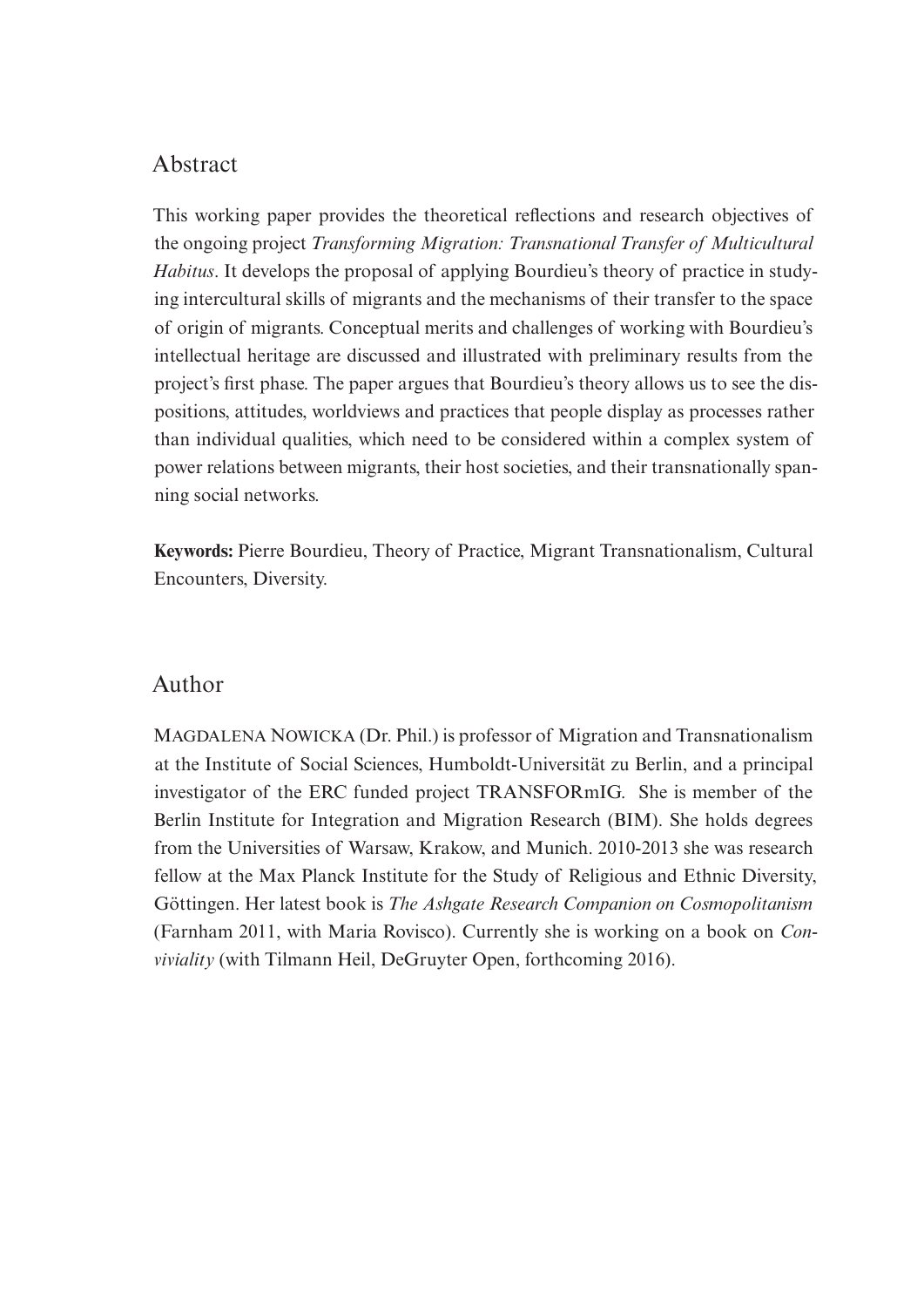## Abstract

This working paper provides the theoretical reflections and research objectives of the ongoing project *Transforming Migration: Transnational Transfer of Multicultural Habitus*. It develops the proposal of applying Bourdieu's theory of practice in studying intercultural skills of migrants and the mechanisms of their transfer to the space of origin of migrants. Conceptual merits and challenges of working with Bourdieu's intellectual heritage are discussed and illustrated with preliminary results from the project's first phase. The paper argues that Bourdieu's theory allows us to see the dispositions, attitudes, worldviews and practices that people display as processes rather than individual qualities, which need to be considered within a complex system of power relations between migrants, their host societies, and their transnationally spanning social networks.

**Keywords:** Pierre Bourdieu, Theory of Practice, Migrant Transnationalism, Cultural Encounters, Diversity.

## Author

MAGDALENA NOWICKA (Dr. Phil.) is professor of Migration and Transnationalism at the Institute of Social Sciences, Humboldt-Universität zu Berlin, and a principal investigator of the ERC funded project TRANSFORmIG. She is member of the Berlin Institute for Integration and Migration Research (BIM). She holds degrees from the Universities of Warsaw, Krakow, and Munich. 2010-2013 she was research fellow at the Max Planck Institute for the Study of Religious and Ethnic Diversity, Göttingen. Her latest book is *The Ashgate Research Companion on Cosmopolitanism* (Farnham 2011, with Maria Rovisco). Currently she is working on a book on *Conviviality* (with Tilmann Heil, DeGruyter Open, forthcoming 2016).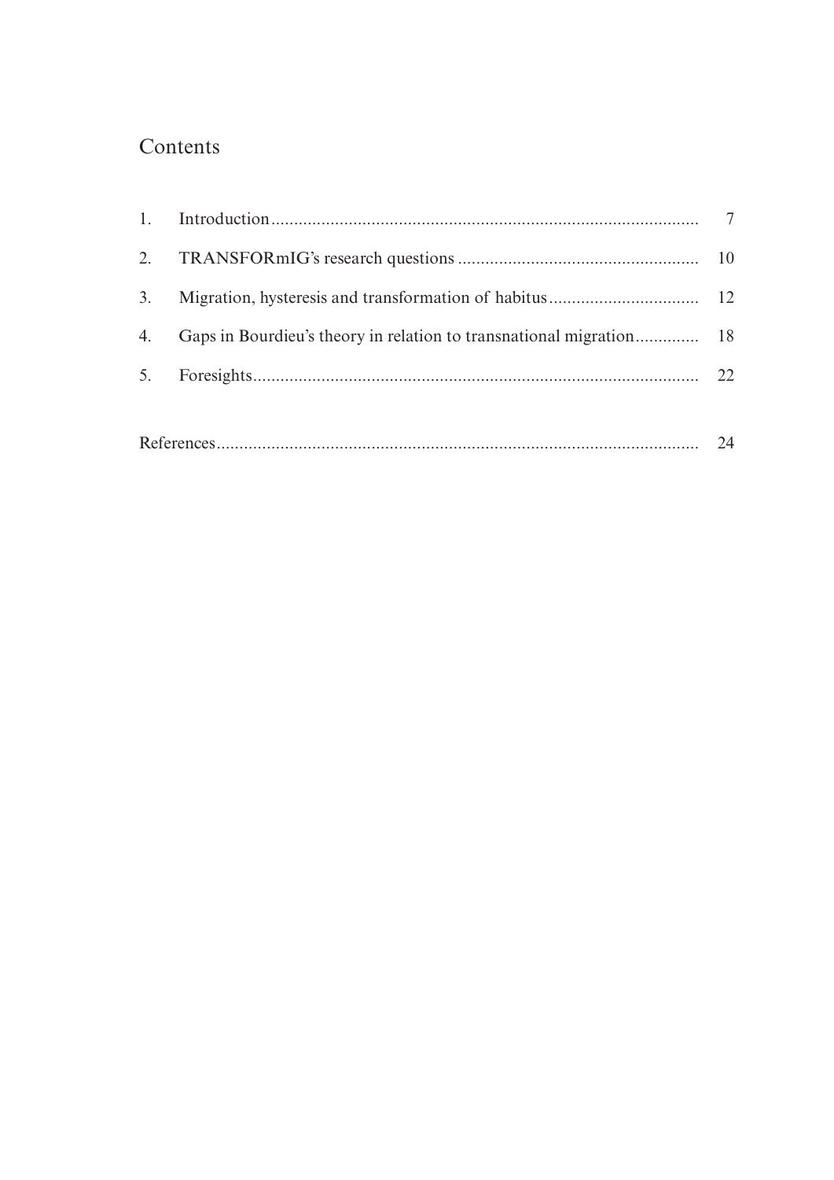## Contents

| | | |
|---|---|---|
| 1. | Introduction | 7 |
| 2. | TRANSFORmIG's research questions | 10 |
| 3. | Migration, hysteresis and transformation of habitus | 12 |
| 4. | Gaps in Bourdieu's theory in relation to transnational migration | 18 |
| 5. | Foresights | 22 |
| | References | 24 |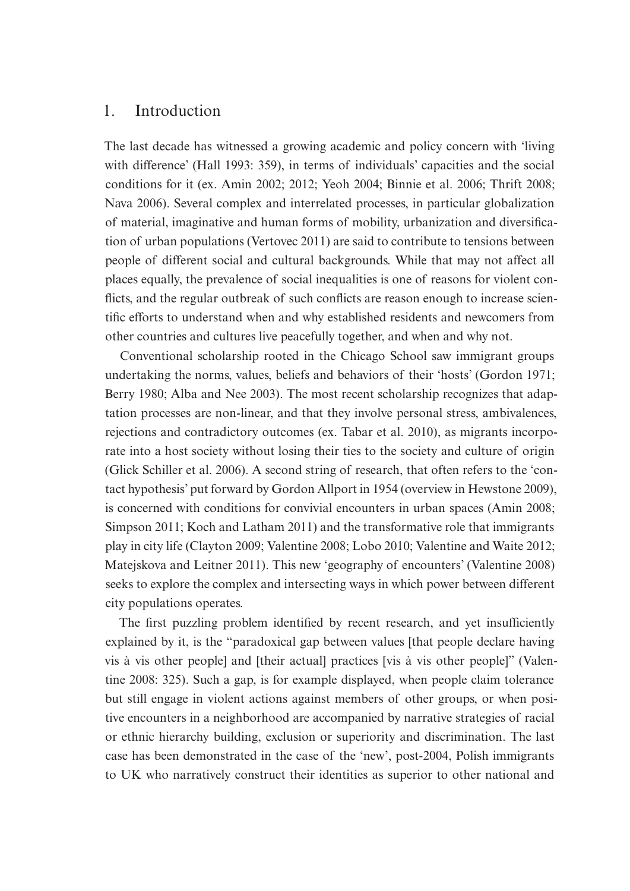# 1. Introduction

The last decade has witnessed a growing academic and policy concern with 'living with difference' (Hall 1993: 359), in terms of individuals' capacities and the social conditions for it (ex. Amin 2002; 2012; Yeoh 2004; Binnie et al. 2006; Thrift 2008; Nava 2006). Several complex and interrelated processes, in particular globalization of material, imaginative and human forms of mobility, urbanization and diversification of urban populations (Vertovec 2011) are said to contribute to tensions between people of different social and cultural backgrounds. While that may not affect all places equally, the prevalence of social inequalities is one of reasons for violent conflicts, and the regular outbreak of such conflicts are reason enough to increase scientific efforts to understand when and why established residents and newcomers from other countries and cultures live peacefully together, and when and why not.

Conventional scholarship rooted in the Chicago School saw immigrant groups undertaking the norms, values, beliefs and behaviors of their 'hosts' (Gordon 1971; Berry 1980; Alba and Nee 2003). The most recent scholarship recognizes that adaptation processes are non-linear, and that they involve personal stress, ambivalences, rejections and contradictory outcomes (ex. Tabar et al. 2010), as migrants incorporate into a host society without losing their ties to the society and culture of origin (Glick Schiller et al. 2006). A second string of research, that often refers to the 'contact hypothesis' put forward by Gordon Allport in 1954 (overview in Hewstone 2009), is concerned with conditions for convivial encounters in urban spaces (Amin 2008; Simpson 2011; Koch and Latham 2011) and the transformative role that immigrants play in city life (Clayton 2009; Valentine 2008; Lobo 2010; Valentine and Waite 2012; Matejskova and Leitner 2011). This new 'geography of encounters' (Valentine 2008) seeks to explore the complex and intersecting ways in which power between different city populations operates.

The first puzzling problem identified by recent research, and yet insufficiently explained by it, is the "paradoxical gap between values [that people declare having vis à vis other people] and [their actual] practices [vis à vis other people]" (Valentine 2008: 325). Such a gap, is for example displayed, when people claim tolerance but still engage in violent actions against members of other groups, or when positive encounters in a neighborhood are accompanied by narrative strategies of racial or ethnic hierarchy building, exclusion or superiority and discrimination. The last case has been demonstrated in the case of the 'new', post-2004, Polish immigrants to UK who narratively construct their identities as superior to other national and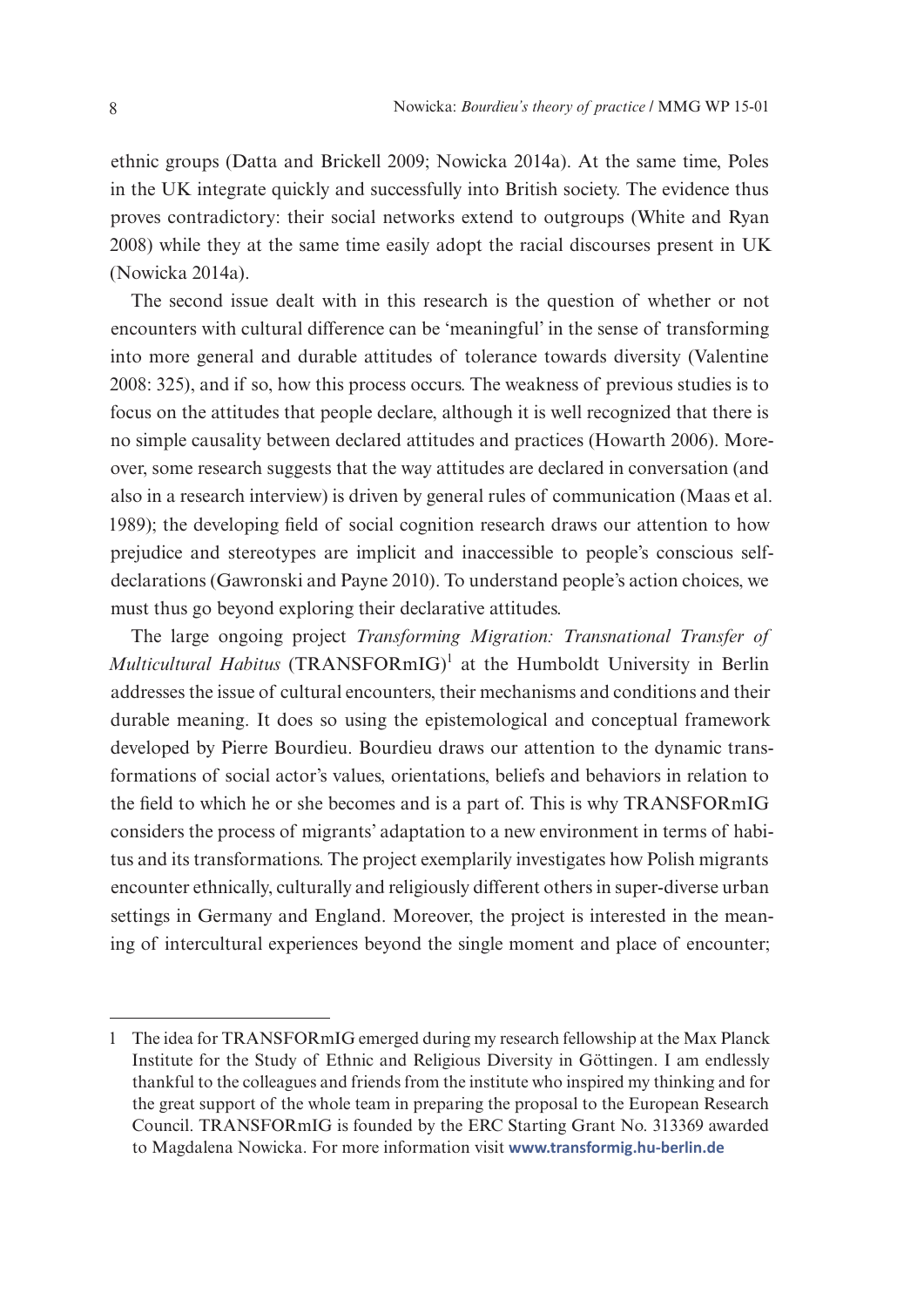ethnic groups (Datta and Brickell 2009; Nowicka 2014a). At the same time, Poles in the UK integrate quickly and successfully into British society. The evidence thus proves contradictory: their social networks extend to outgroups (White and Ryan 2008) while they at the same time easily adopt the racial discourses present in UK (Nowicka 2014a).

The second issue dealt with in this research is the question of whether or not encounters with cultural difference can be 'meaningful' in the sense of transforming into more general and durable attitudes of tolerance towards diversity (Valentine 2008: 325), and if so, how this process occurs. The weakness of previous studies is to focus on the attitudes that people declare, although it is well recognized that there is no simple causality between declared attitudes and practices (Howarth 2006). Moreover, some research suggests that the way attitudes are declared in conversation (and also in a research interview) is driven by general rules of communication (Maas et al. 1989); the developing field of social cognition research draws our attention to how prejudice and stereotypes are implicit and inaccessible to people's conscious self-declarations (Gawronski and Payne 2010). To understand people's action choices, we must thus go beyond exploring their declarative attitudes.

The large ongoing project *Transforming Migration: Transnational Transfer of Multicultural Habitus* (TRANSFORmIG)[1] at the Humboldt University in Berlin addresses the issue of cultural encounters, their mechanisms and conditions and their durable meaning. It does so using the epistemological and conceptual framework developed by Pierre Bourdieu. Bourdieu draws our attention to the dynamic transformations of social actor's values, orientations, beliefs and behaviors in relation to the field to which he or she becomes and is a part of. This is why TRANSFORmIG considers the process of migrants' adaptation to a new environment in terms of habitus and its transformations. The project exemplarily investigates how Polish migrants encounter ethnically, culturally and religiously different others in super-diverse urban settings in Germany and England. Moreover, the project is interested in the meaning of intercultural experiences beyond the single moment and place of encounter;

---

1 The idea for TRANSFORmIG emerged during my research fellowship at the Max Planck Institute for the Study of Ethnic and Religious Diversity in Göttingen. I am endlessly thankful to the colleagues and friends from the institute who inspired my thinking and for the great support of the whole team in preparing the proposal to the European Research Council. TRANSFORmIG is founded by the ERC Starting Grant No. 313369 awarded to Magdalena Nowicka. For more information visit **www.transformig.hu-berlin.de**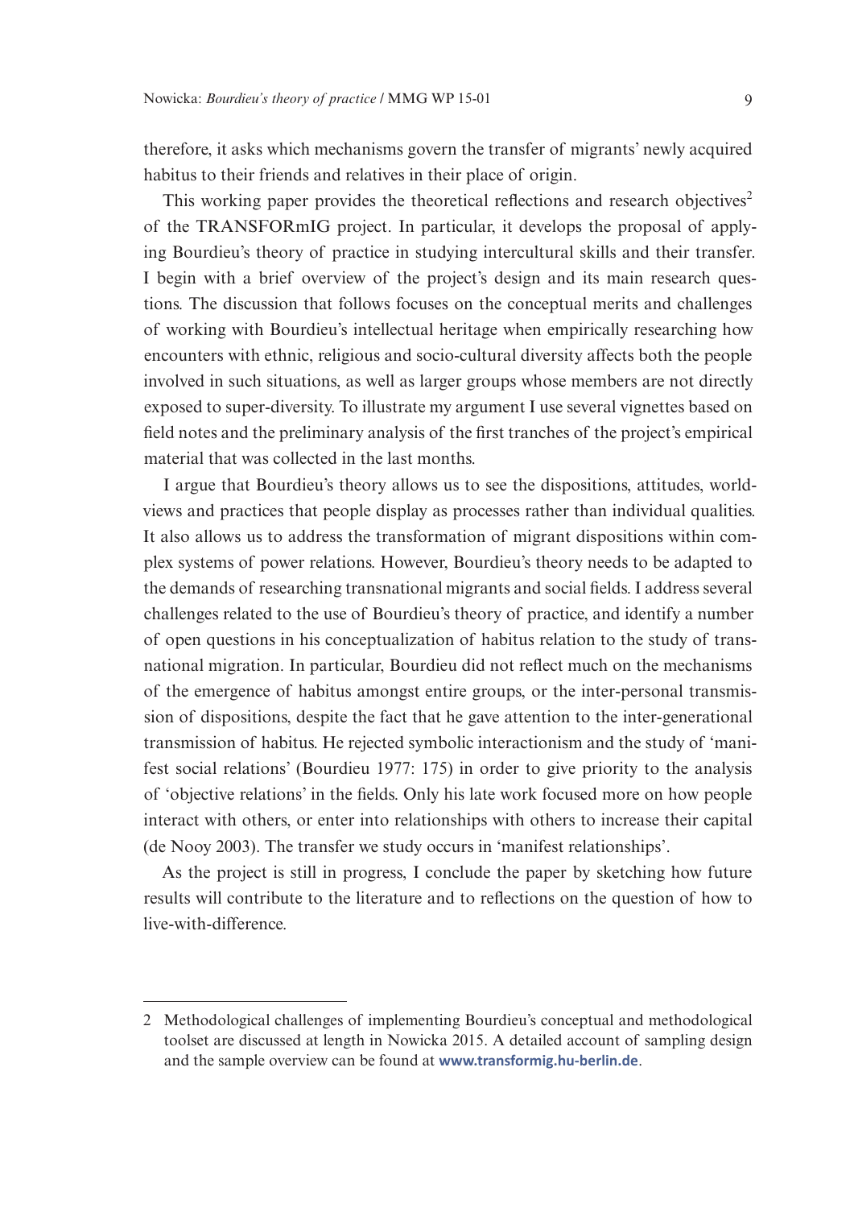therefore, it asks which mechanisms govern the transfer of migrants' newly acquired habitus to their friends and relatives in their place of origin.

This working paper provides the theoretical reflections and research objectives[2] of the TRANSFORmIG project. In particular, it develops the proposal of applying Bourdieu's theory of practice in studying intercultural skills and their transfer. I begin with a brief overview of the project's design and its main research questions. The discussion that follows focuses on the conceptual merits and challenges of working with Bourdieu's intellectual heritage when empirically researching how encounters with ethnic, religious and socio-cultural diversity affects both the people involved in such situations, as well as larger groups whose members are not directly exposed to super-diversity. To illustrate my argument I use several vignettes based on field notes and the preliminary analysis of the first tranches of the project's empirical material that was collected in the last months.

I argue that Bourdieu's theory allows us to see the dispositions, attitudes, worldviews and practices that people display as processes rather than individual qualities. It also allows us to address the transformation of migrant dispositions within complex systems of power relations. However, Bourdieu's theory needs to be adapted to the demands of researching transnational migrants and social fields. I address several challenges related to the use of Bourdieu's theory of practice, and identify a number of open questions in his conceptualization of habitus relation to the study of transnational migration. In particular, Bourdieu did not reflect much on the mechanisms of the emergence of habitus amongst entire groups, or the inter-personal transmission of dispositions, despite the fact that he gave attention to the inter-generational transmission of habitus. He rejected symbolic interactionism and the study of 'manifest social relations' (Bourdieu 1977: 175) in order to give priority to the analysis of 'objective relations' in the fields. Only his late work focused more on how people interact with others, or enter into relationships with others to increase their capital (de Nooy 2003). The transfer we study occurs in 'manifest relationships'.

As the project is still in progress, I conclude the paper by sketching how future results will contribute to the literature and to reflections on the question of how to live-with-difference.

---

2 Methodological challenges of implementing Bourdieu's conceptual and methodological toolset are discussed at length in Nowicka 2015. A detailed account of sampling design and the sample overview can be found at **www.transformig.hu-berlin.de**.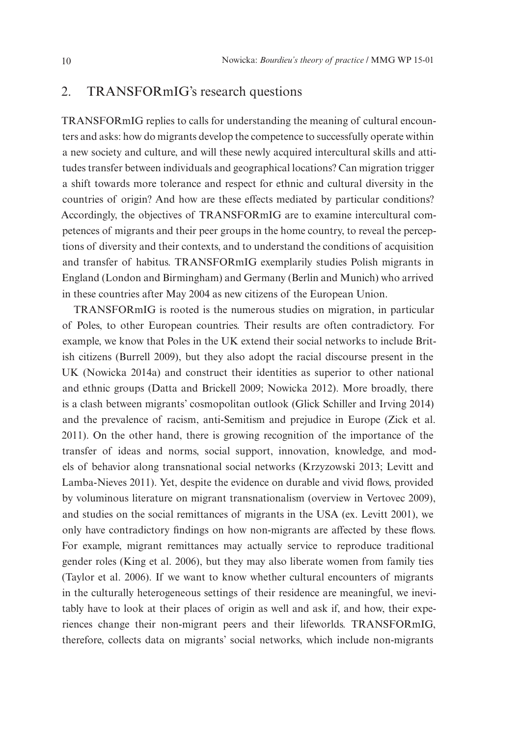## 2. TRANSFORmIG's research questions

TRANSFORmIG replies to calls for understanding the meaning of cultural encounters and asks: how do migrants develop the competence to successfully operate within a new society and culture, and will these newly acquired intercultural skills and attitudes transfer between individuals and geographical locations? Can migration trigger a shift towards more tolerance and respect for ethnic and cultural diversity in the countries of origin? And how are these effects mediated by particular conditions? Accordingly, the objectives of TRANSFORmIG are to examine intercultural competences of migrants and their peer groups in the home country, to reveal the perceptions of diversity and their contexts, and to understand the conditions of acquisition and transfer of habitus. TRANSFORmIG exemplarily studies Polish migrants in England (London and Birmingham) and Germany (Berlin and Munich) who arrived in these countries after May 2004 as new citizens of the European Union.

TRANSFORmIG is rooted is the numerous studies on migration, in particular of Poles, to other European countries. Their results are often contradictory. For example, we know that Poles in the UK extend their social networks to include British citizens (Burrell 2009), but they also adopt the racial discourse present in the UK (Nowicka 2014a) and construct their identities as superior to other national and ethnic groups (Datta and Brickell 2009; Nowicka 2012). More broadly, there is a clash between migrants' cosmopolitan outlook (Glick Schiller and Irving 2014) and the prevalence of racism, anti-Semitism and prejudice in Europe (Zick et al. 2011). On the other hand, there is growing recognition of the importance of the transfer of ideas and norms, social support, innovation, knowledge, and models of behavior along transnational social networks (Krzyzowski 2013; Levitt and Lamba-Nieves 2011). Yet, despite the evidence on durable and vivid flows, provided by voluminous literature on migrant transnationalism (overview in Vertovec 2009), and studies on the social remittances of migrants in the USA (ex. Levitt 2001), we only have contradictory findings on how non-migrants are affected by these flows. For example, migrant remittances may actually service to reproduce traditional gender roles (King et al. 2006), but they may also liberate women from family ties (Taylor et al. 2006). If we want to know whether cultural encounters of migrants in the culturally heterogeneous settings of their residence are meaningful, we inevitably have to look at their places of origin as well and ask if, and how, their experiences change their non-migrant peers and their lifeworlds. TRANSFORmIG, therefore, collects data on migrants' social networks, which include non-migrants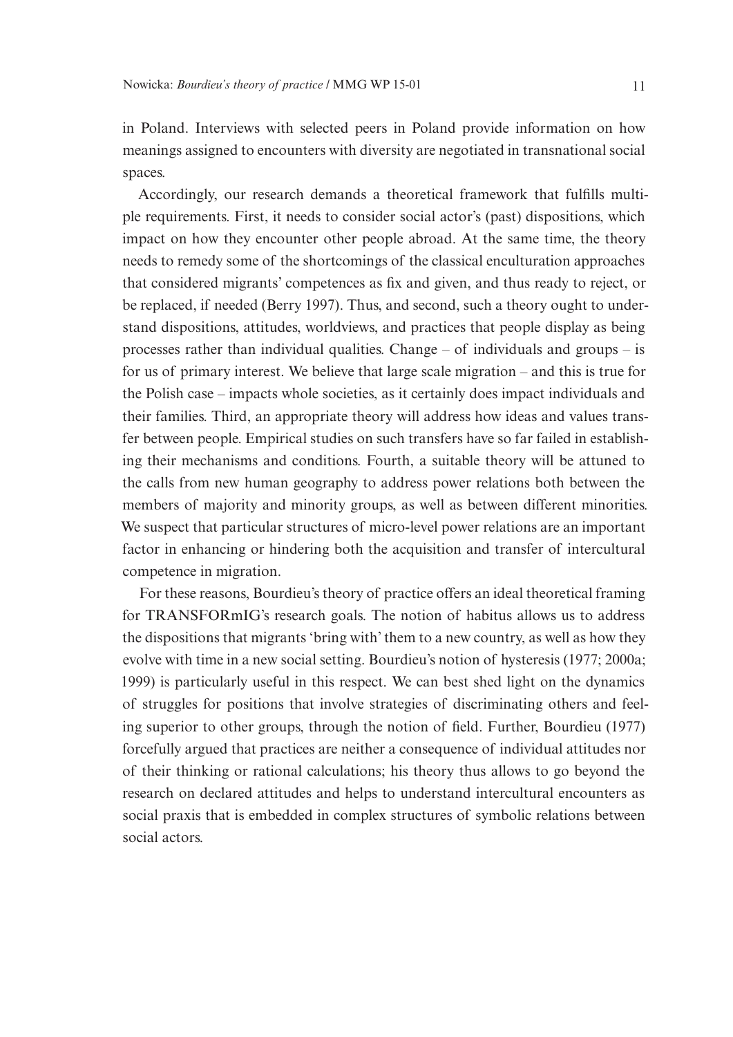in Poland. Interviews with selected peers in Poland provide information on how meanings assigned to encounters with diversity are negotiated in transnational social spaces.

Accordingly, our research demands a theoretical framework that fulfills multiple requirements. First, it needs to consider social actor's (past) dispositions, which impact on how they encounter other people abroad. At the same time, the theory needs to remedy some of the shortcomings of the classical enculturation approaches that considered migrants' competences as fix and given, and thus ready to reject, or be replaced, if needed (Berry 1997). Thus, and second, such a theory ought to understand dispositions, attitudes, worldviews, and practices that people display as being processes rather than individual qualities. Change – of individuals and groups – is for us of primary interest. We believe that large scale migration – and this is true for the Polish case – impacts whole societies, as it certainly does impact individuals and their families. Third, an appropriate theory will address how ideas and values transfer between people. Empirical studies on such transfers have so far failed in establishing their mechanisms and conditions. Fourth, a suitable theory will be attuned to the calls from new human geography to address power relations both between the members of majority and minority groups, as well as between different minorities. We suspect that particular structures of micro-level power relations are an important factor in enhancing or hindering both the acquisition and transfer of intercultural competence in migration.

For these reasons, Bourdieu's theory of practice offers an ideal theoretical framing for TRANSFORmIG's research goals. The notion of habitus allows us to address the dispositions that migrants 'bring with' them to a new country, as well as how they evolve with time in a new social setting. Bourdieu's notion of hysteresis (1977; 2000a; 1999) is particularly useful in this respect. We can best shed light on the dynamics of struggles for positions that involve strategies of discriminating others and feeling superior to other groups, through the notion of field. Further, Bourdieu (1977) forcefully argued that practices are neither a consequence of individual attitudes nor of their thinking or rational calculations; his theory thus allows to go beyond the research on declared attitudes and helps to understand intercultural encounters as social praxis that is embedded in complex structures of symbolic relations between social actors.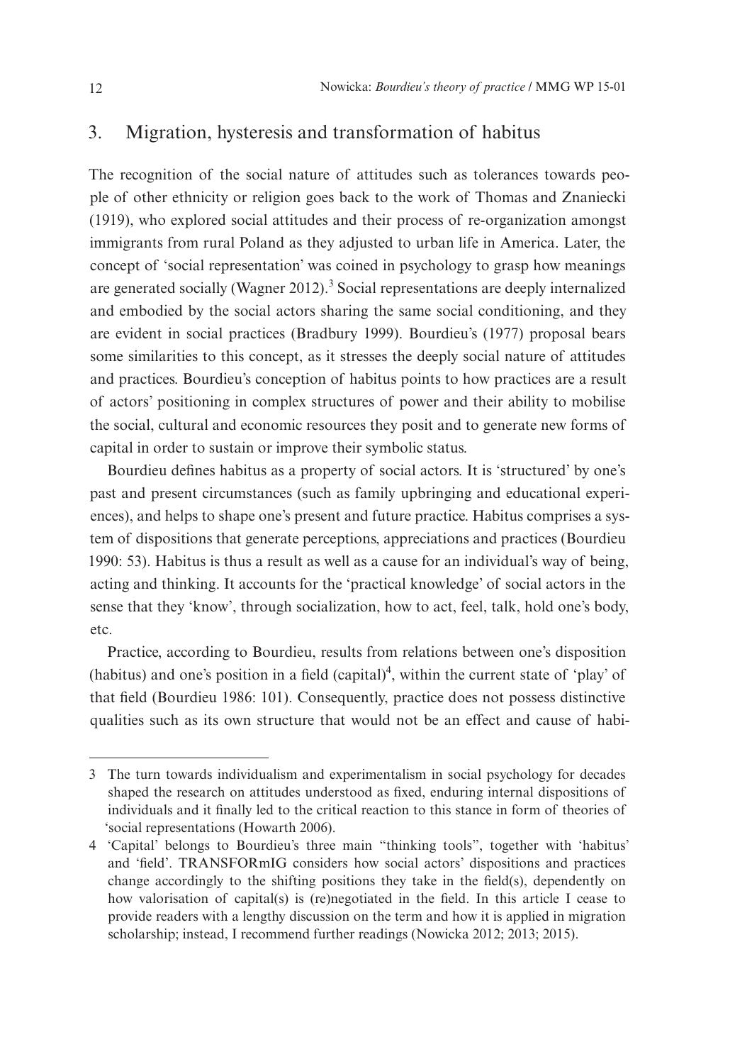## 3. Migration, hysteresis and transformation of habitus

The recognition of the social nature of attitudes such as tolerances towards people of other ethnicity or religion goes back to the work of Thomas and Znaniecki (1919), who explored social attitudes and their process of re-organization amongst immigrants from rural Poland as they adjusted to urban life in America. Later, the concept of 'social representation' was coined in psychology to grasp how meanings are generated socially (Wagner 2012).[3] Social representations are deeply internalized and embodied by the social actors sharing the same social conditioning, and they are evident in social practices (Bradbury 1999). Bourdieu's (1977) proposal bears some similarities to this concept, as it stresses the deeply social nature of attitudes and practices. Bourdieu's conception of habitus points to how practices are a result of actors' positioning in complex structures of power and their ability to mobilise the social, cultural and economic resources they posit and to generate new forms of capital in order to sustain or improve their symbolic status.

Bourdieu defines habitus as a property of social actors. It is 'structured' by one's past and present circumstances (such as family upbringing and educational experiences), and helps to shape one's present and future practice. Habitus comprises a system of dispositions that generate perceptions, appreciations and practices (Bourdieu 1990: 53). Habitus is thus a result as well as a cause for an individual's way of being, acting and thinking. It accounts for the 'practical knowledge' of social actors in the sense that they 'know', through socialization, how to act, feel, talk, hold one's body, etc.

Practice, according to Bourdieu, results from relations between one's disposition (habitus) and one's position in a field (capital)[4], within the current state of 'play' of that field (Bourdieu 1986: 101). Consequently, practice does not possess distinctive qualities such as its own structure that would not be an effect and cause of habi-

---

3 The turn towards individualism and experimentalism in social psychology for decades shaped the research on attitudes understood as fixed, enduring internal dispositions of individuals and it finally led to the critical reaction to this stance in form of theories of 'social representations (Howarth 2006).

4 'Capital' belongs to Bourdieu's three main "thinking tools", together with 'habitus' and 'field'. TRANSFORmIG considers how social actors' dispositions and practices change accordingly to the shifting positions they take in the field(s), dependently on how valorisation of capital(s) is (re)negotiated in the field. In this article I cease to provide readers with a lengthy discussion on the term and how it is applied in migration scholarship; instead, I recommend further readings (Nowicka 2012; 2013; 2015).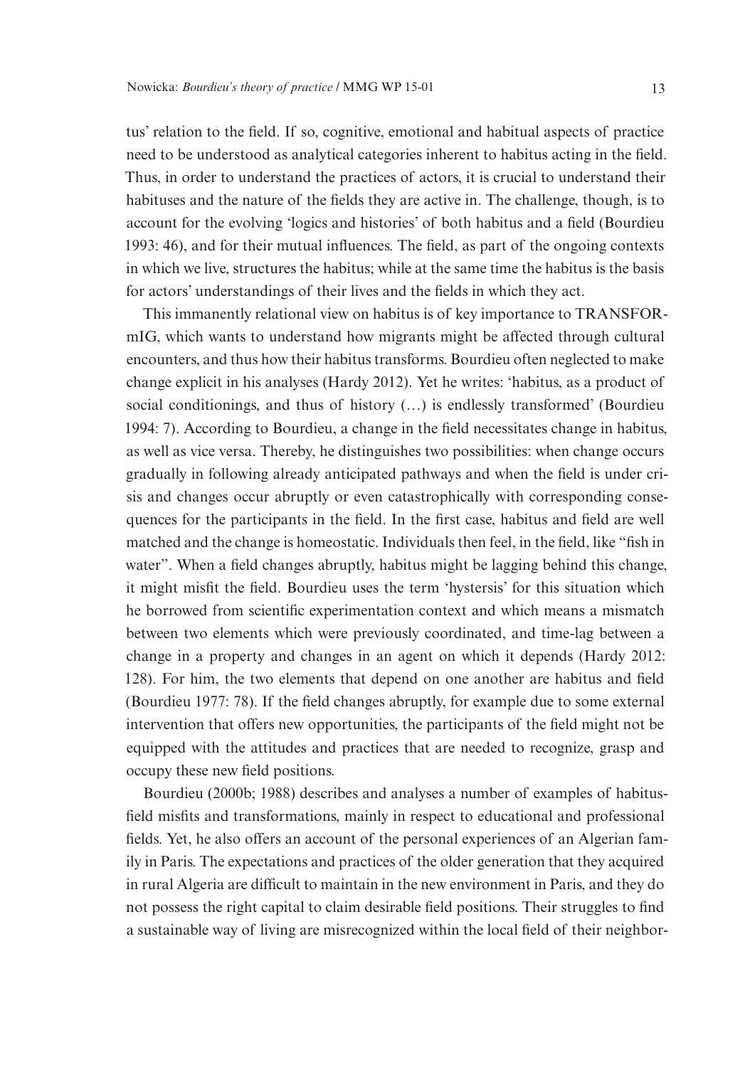tus' relation to the field. If so, cognitive, emotional and habitual aspects of practice need to be understood as analytical categories inherent to habitus acting in the field. Thus, in order to understand the practices of actors, it is crucial to understand their habituses and the nature of the fields they are active in. The challenge, though, is to account for the evolving 'logics and histories' of both habitus and a field (Bourdieu 1993: 46), and for their mutual influences. The field, as part of the ongoing contexts in which we live, structures the habitus; while at the same time the habitus is the basis for actors' understandings of their lives and the fields in which they act.

This immanently relational view on habitus is of key importance to TRANSFORmIG, which wants to understand how migrants might be affected through cultural encounters, and thus how their habitus transforms. Bourdieu often neglected to make change explicit in his analyses (Hardy 2012). Yet he writes: 'habitus, as a product of social conditionings, and thus of history (…) is endlessly transformed' (Bourdieu 1994: 7). According to Bourdieu, a change in the field necessitates change in habitus, as well as vice versa. Thereby, he distinguishes two possibilities: when change occurs gradually in following already anticipated pathways and when the field is under crisis and changes occur abruptly or even catastrophically with corresponding consequences for the participants in the field. In the first case, habitus and field are well matched and the change is homeostatic. Individuals then feel, in the field, like "fish in water". When a field changes abruptly, habitus might be lagging behind this change, it might misfit the field. Bourdieu uses the term 'hystersis' for this situation which he borrowed from scientific experimentation context and which means a mismatch between two elements which were previously coordinated, and time-lag between a change in a property and changes in an agent on which it depends (Hardy 2012: 128). For him, the two elements that depend on one another are habitus and field (Bourdieu 1977: 78). If the field changes abruptly, for example due to some external intervention that offers new opportunities, the participants of the field might not be equipped with the attitudes and practices that are needed to recognize, grasp and occupy these new field positions.

Bourdieu (2000b; 1988) describes and analyses a number of examples of habitus-field misfits and transformations, mainly in respect to educational and professional fields. Yet, he also offers an account of the personal experiences of an Algerian family in Paris. The expectations and practices of the older generation that they acquired in rural Algeria are difficult to maintain in the new environment in Paris, and they do not possess the right capital to claim desirable field positions. Their struggles to find a sustainable way of living are misrecognized within the local field of their neighbor-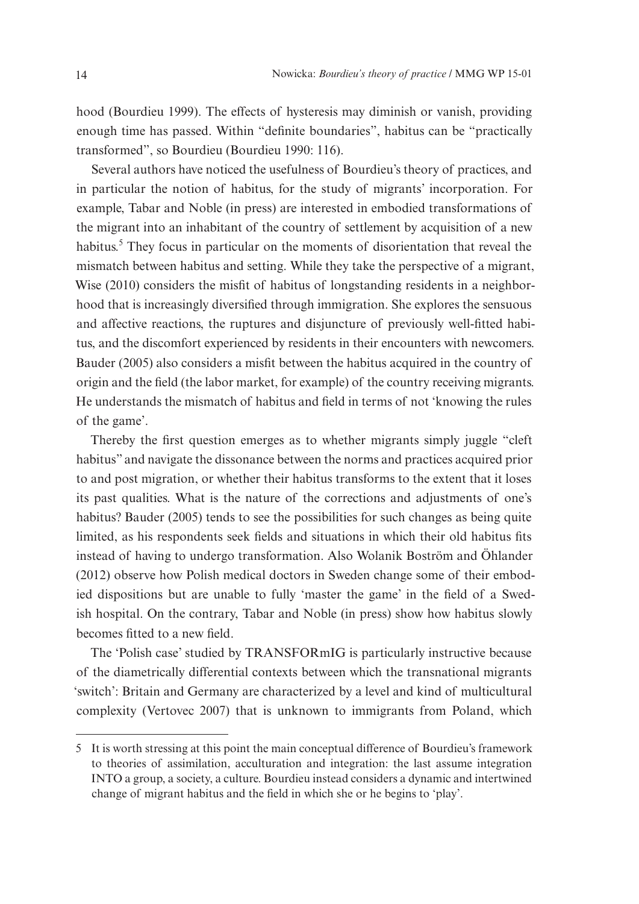hood (Bourdieu 1999). The effects of hysteresis may diminish or vanish, providing enough time has passed. Within "definite boundaries", habitus can be "practically transformed", so Bourdieu (Bourdieu 1990: 116).

Several authors have noticed the usefulness of Bourdieu's theory of practices, and in particular the notion of habitus, for the study of migrants' incorporation. For example, Tabar and Noble (in press) are interested in embodied transformations of the migrant into an inhabitant of the country of settlement by acquisition of a new habitus.[5] They focus in particular on the moments of disorientation that reveal the mismatch between habitus and setting. While they take the perspective of a migrant, Wise (2010) considers the misfit of habitus of longstanding residents in a neighborhood that is increasingly diversified through immigration. She explores the sensuous and affective reactions, the ruptures and disjuncture of previously well-fitted habitus, and the discomfort experienced by residents in their encounters with newcomers. Bauder (2005) also considers a misfit between the habitus acquired in the country of origin and the field (the labor market, for example) of the country receiving migrants. He understands the mismatch of habitus and field in terms of not 'knowing the rules of the game'.

Thereby the first question emerges as to whether migrants simply juggle "cleft habitus" and navigate the dissonance between the norms and practices acquired prior to and post migration, or whether their habitus transforms to the extent that it loses its past qualities. What is the nature of the corrections and adjustments of one's habitus? Bauder (2005) tends to see the possibilities for such changes as being quite limited, as his respondents seek fields and situations in which their old habitus fits instead of having to undergo transformation. Also Wolanik Boström and Öhlander (2012) observe how Polish medical doctors in Sweden change some of their embodied dispositions but are unable to fully 'master the game' in the field of a Swedish hospital. On the contrary, Tabar and Noble (in press) show how habitus slowly becomes fitted to a new field.

The 'Polish case' studied by TRANSFORmIG is particularly instructive because of the diametrically differential contexts between which the transnational migrants 'switch': Britain and Germany are characterized by a level and kind of multicultural complexity (Vertovec 2007) that is unknown to immigrants from Poland, which

---

5 It is worth stressing at this point the main conceptual difference of Bourdieu's framework to theories of assimilation, acculturation and integration: the last assume integration INTO a group, a society, a culture. Bourdieu instead considers a dynamic and intertwined change of migrant habitus and the field in which she or he begins to 'play'.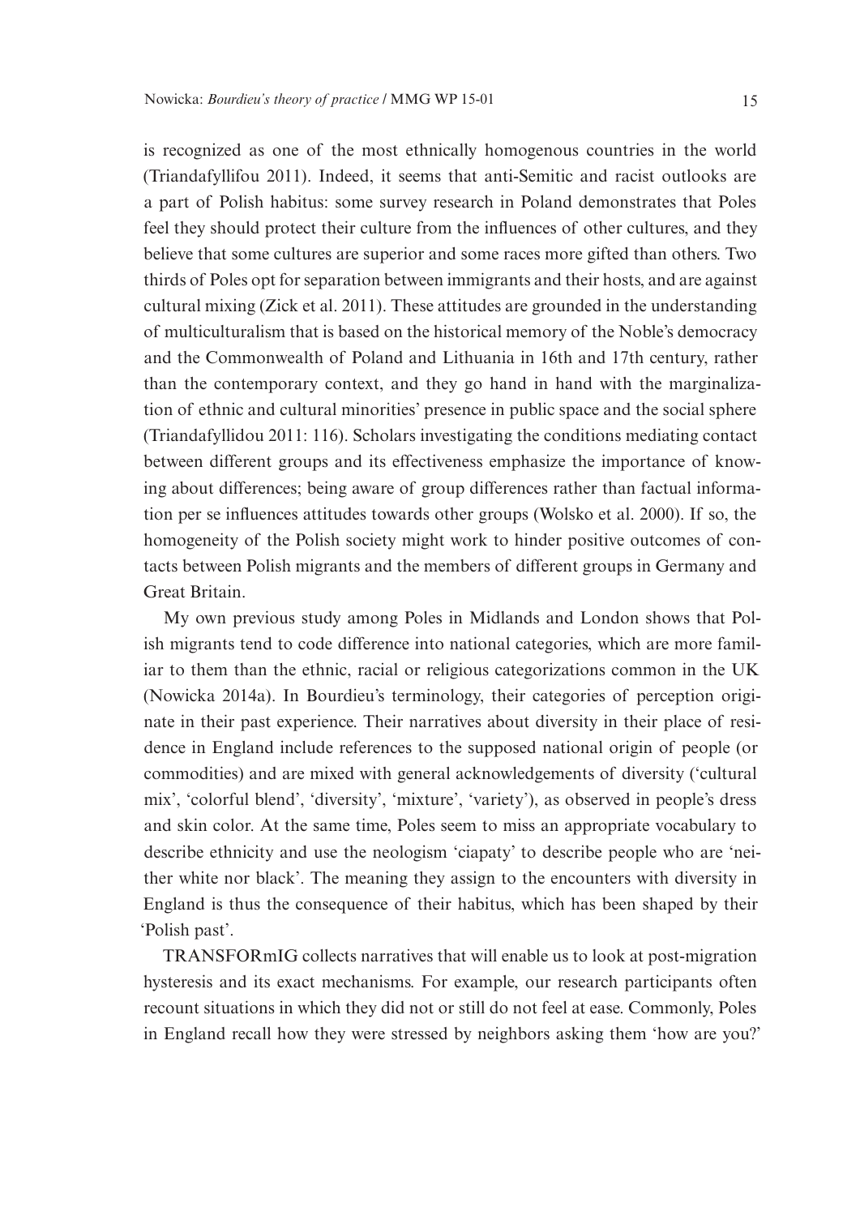is recognized as one of the most ethnically homogenous countries in the world (Triandafyllifou 2011). Indeed, it seems that anti-Semitic and racist outlooks are a part of Polish habitus: some survey research in Poland demonstrates that Poles feel they should protect their culture from the influences of other cultures, and they believe that some cultures are superior and some races more gifted than others. Two thirds of Poles opt for separation between immigrants and their hosts, and are against cultural mixing (Zick et al. 2011). These attitudes are grounded in the understanding of multiculturalism that is based on the historical memory of the Noble's democracy and the Commonwealth of Poland and Lithuania in 16th and 17th century, rather than the contemporary context, and they go hand in hand with the marginalization of ethnic and cultural minorities' presence in public space and the social sphere (Triandafyllidou 2011: 116). Scholars investigating the conditions mediating contact between different groups and its effectiveness emphasize the importance of knowing about differences; being aware of group differences rather than factual information per se influences attitudes towards other groups (Wolsko et al. 2000). If so, the homogeneity of the Polish society might work to hinder positive outcomes of contacts between Polish migrants and the members of different groups in Germany and Great Britain.

My own previous study among Poles in Midlands and London shows that Polish migrants tend to code difference into national categories, which are more familiar to them than the ethnic, racial or religious categorizations common in the UK (Nowicka 2014a). In Bourdieu's terminology, their categories of perception originate in their past experience. Their narratives about diversity in their place of residence in England include references to the supposed national origin of people (or commodities) and are mixed with general acknowledgements of diversity ('cultural mix', 'colorful blend', 'diversity', 'mixture', 'variety'), as observed in people's dress and skin color. At the same time, Poles seem to miss an appropriate vocabulary to describe ethnicity and use the neologism 'ciapaty' to describe people who are 'neither white nor black'. The meaning they assign to the encounters with diversity in England is thus the consequence of their habitus, which has been shaped by their 'Polish past'.

TRANSFORmIG collects narratives that will enable us to look at post-migration hysteresis and its exact mechanisms. For example, our research participants often recount situations in which they did not or still do not feel at ease. Commonly, Poles in England recall how they were stressed by neighbors asking them 'how are you?'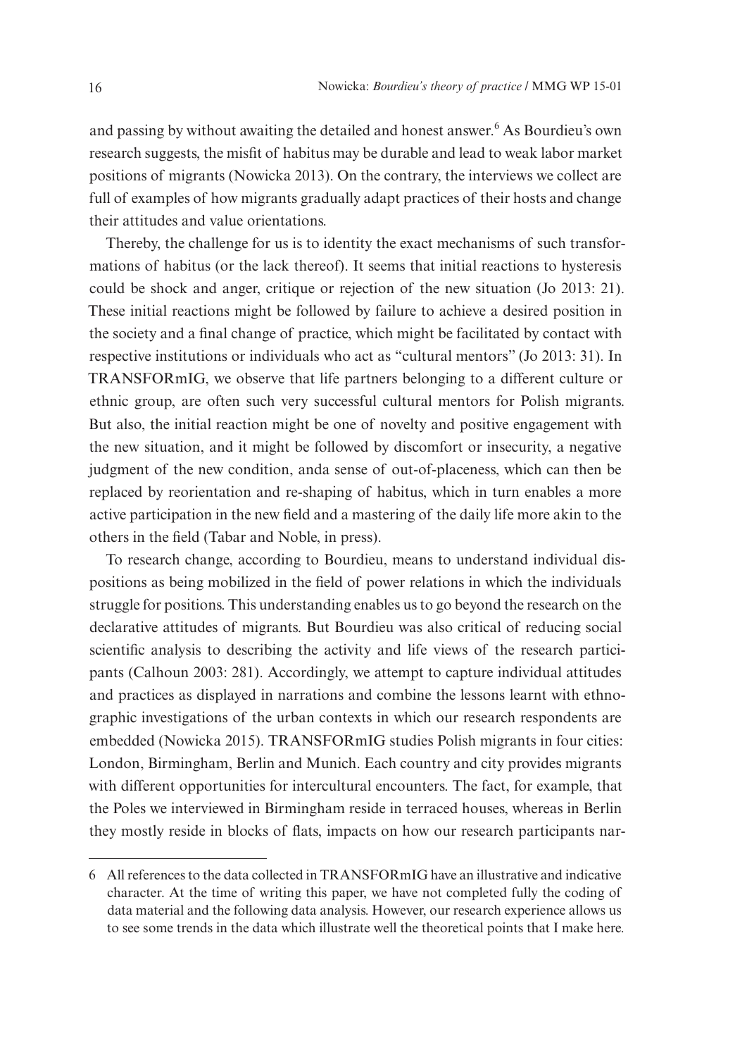and passing by without awaiting the detailed and honest answer.[6] As Bourdieu's own research suggests, the misfit of habitus may be durable and lead to weak labor market positions of migrants (Nowicka 2013). On the contrary, the interviews we collect are full of examples of how migrants gradually adapt practices of their hosts and change their attitudes and value orientations.

Thereby, the challenge for us is to identity the exact mechanisms of such transformations of habitus (or the lack thereof). It seems that initial reactions to hysteresis could be shock and anger, critique or rejection of the new situation (Jo 2013: 21). These initial reactions might be followed by failure to achieve a desired position in the society and a final change of practice, which might be facilitated by contact with respective institutions or individuals who act as "cultural mentors" (Jo 2013: 31). In TRANSFORmIG, we observe that life partners belonging to a different culture or ethnic group, are often such very successful cultural mentors for Polish migrants. But also, the initial reaction might be one of novelty and positive engagement with the new situation, and it might be followed by discomfort or insecurity, a negative judgment of the new condition, anda sense of out-of-placeness, which can then be replaced by reorientation and re-shaping of habitus, which in turn enables a more active participation in the new field and a mastering of the daily life more akin to the others in the field (Tabar and Noble, in press).

To research change, according to Bourdieu, means to understand individual dispositions as being mobilized in the field of power relations in which the individuals struggle for positions. This understanding enables us to go beyond the research on the declarative attitudes of migrants. But Bourdieu was also critical of reducing social scientific analysis to describing the activity and life views of the research participants (Calhoun 2003: 281). Accordingly, we attempt to capture individual attitudes and practices as displayed in narrations and combine the lessons learnt with ethnographic investigations of the urban contexts in which our research respondents are embedded (Nowicka 2015). TRANSFORmIG studies Polish migrants in four cities: London, Birmingham, Berlin and Munich. Each country and city provides migrants with different opportunities for intercultural encounters. The fact, for example, that the Poles we interviewed in Birmingham reside in terraced houses, whereas in Berlin they mostly reside in blocks of flats, impacts on how our research participants nar-

---

6 All references to the data collected in TRANSFORmIG have an illustrative and indicative character. At the time of writing this paper, we have not completed fully the coding of data material and the following data analysis. However, our research experience allows us to see some trends in the data which illustrate well the theoretical points that I make here.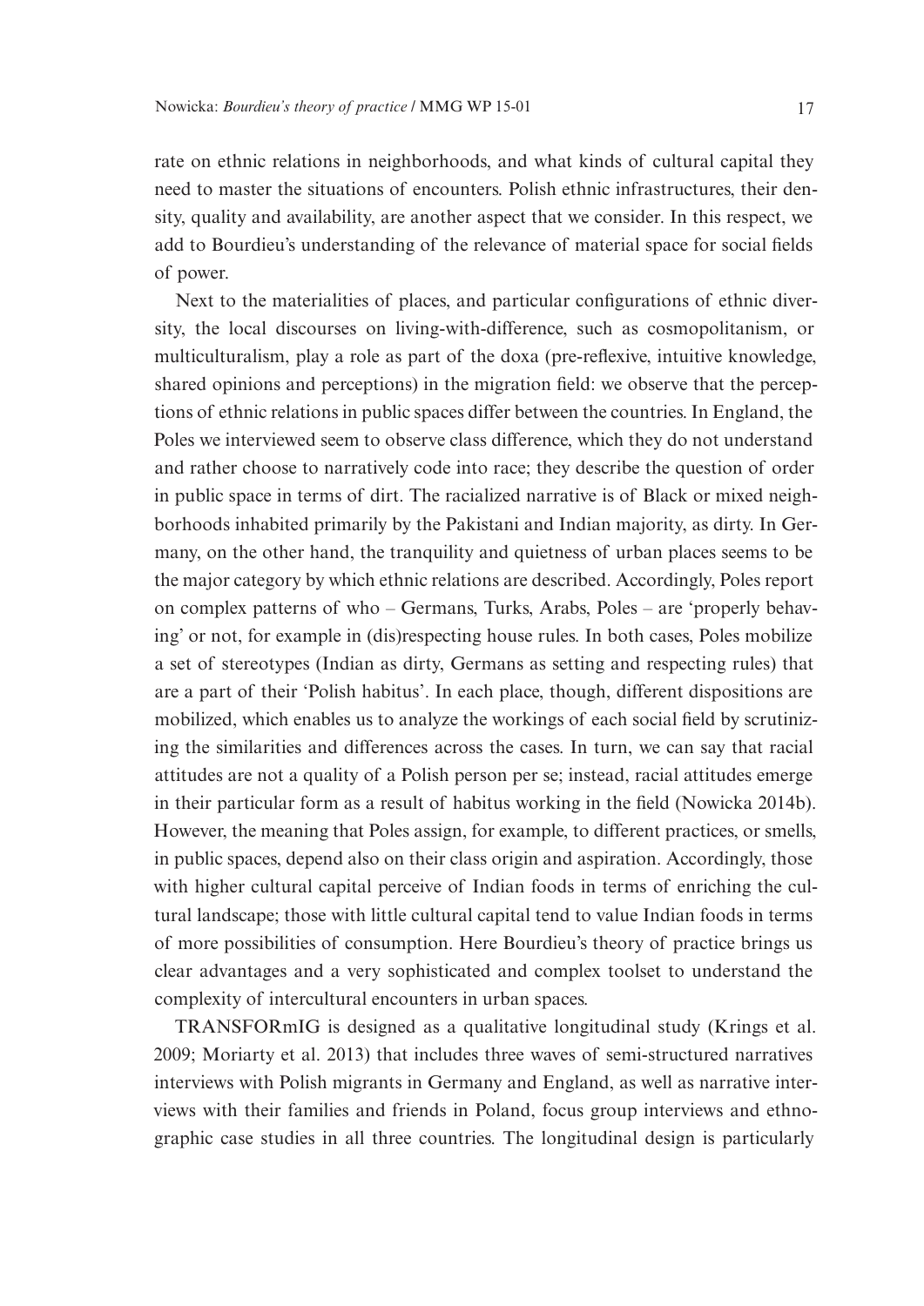rate on ethnic relations in neighborhoods, and what kinds of cultural capital they need to master the situations of encounters. Polish ethnic infrastructures, their density, quality and availability, are another aspect that we consider. In this respect, we add to Bourdieu's understanding of the relevance of material space for social fields of power.

Next to the materialities of places, and particular configurations of ethnic diversity, the local discourses on living-with-difference, such as cosmopolitanism, or multiculturalism, play a role as part of the doxa (pre-reflexive, intuitive knowledge, shared opinions and perceptions) in the migration field: we observe that the perceptions of ethnic relations in public spaces differ between the countries. In England, the Poles we interviewed seem to observe class difference, which they do not understand and rather choose to narratively code into race; they describe the question of order in public space in terms of dirt. The racialized narrative is of Black or mixed neighborhoods inhabited primarily by the Pakistani and Indian majority, as dirty. In Germany, on the other hand, the tranquility and quietness of urban places seems to be the major category by which ethnic relations are described. Accordingly, Poles report on complex patterns of who – Germans, Turks, Arabs, Poles – are 'properly behaving' or not, for example in (dis)respecting house rules. In both cases, Poles mobilize a set of stereotypes (Indian as dirty, Germans as setting and respecting rules) that are a part of their 'Polish habitus'. In each place, though, different dispositions are mobilized, which enables us to analyze the workings of each social field by scrutinizing the similarities and differences across the cases. In turn, we can say that racial attitudes are not a quality of a Polish person per se; instead, racial attitudes emerge in their particular form as a result of habitus working in the field (Nowicka 2014b). However, the meaning that Poles assign, for example, to different practices, or smells, in public spaces, depend also on their class origin and aspiration. Accordingly, those with higher cultural capital perceive of Indian foods in terms of enriching the cultural landscape; those with little cultural capital tend to value Indian foods in terms of more possibilities of consumption. Here Bourdieu's theory of practice brings us clear advantages and a very sophisticated and complex toolset to understand the complexity of intercultural encounters in urban spaces.

TRANSFORmIG is designed as a qualitative longitudinal study (Krings et al. 2009; Moriarty et al. 2013) that includes three waves of semi-structured narratives interviews with Polish migrants in Germany and England, as well as narrative interviews with their families and friends in Poland, focus group interviews and ethnographic case studies in all three countries. The longitudinal design is particularly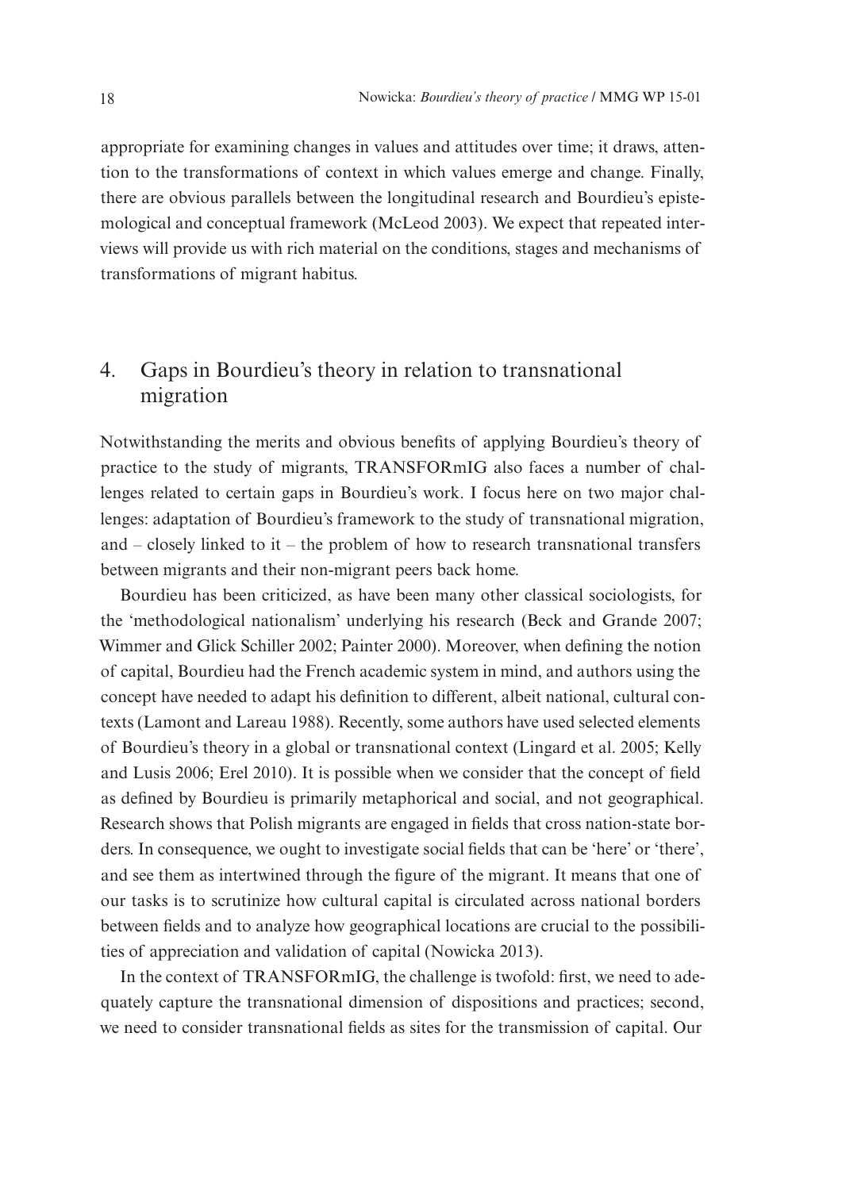appropriate for examining changes in values and attitudes over time; it draws, attention to the transformations of context in which values emerge and change. Finally, there are obvious parallels between the longitudinal research and Bourdieu's epistemological and conceptual framework (McLeod 2003). We expect that repeated interviews will provide us with rich material on the conditions, stages and mechanisms of transformations of migrant habitus.

## 4. Gaps in Bourdieu's theory in relation to transnational migration

Notwithstanding the merits and obvious benefits of applying Bourdieu's theory of practice to the study of migrants, TRANSFORmIG also faces a number of challenges related to certain gaps in Bourdieu's work. I focus here on two major challenges: adaptation of Bourdieu's framework to the study of transnational migration, and – closely linked to it – the problem of how to research transnational transfers between migrants and their non-migrant peers back home.

Bourdieu has been criticized, as have been many other classical sociologists, for the 'methodological nationalism' underlying his research (Beck and Grande 2007; Wimmer and Glick Schiller 2002; Painter 2000). Moreover, when defining the notion of capital, Bourdieu had the French academic system in mind, and authors using the concept have needed to adapt his definition to different, albeit national, cultural contexts (Lamont and Lareau 1988). Recently, some authors have used selected elements of Bourdieu's theory in a global or transnational context (Lingard et al. 2005; Kelly and Lusis 2006; Erel 2010). It is possible when we consider that the concept of field as defined by Bourdieu is primarily metaphorical and social, and not geographical. Research shows that Polish migrants are engaged in fields that cross nation-state borders. In consequence, we ought to investigate social fields that can be 'here' or 'there', and see them as intertwined through the figure of the migrant. It means that one of our tasks is to scrutinize how cultural capital is circulated across national borders between fields and to analyze how geographical locations are crucial to the possibilities of appreciation and validation of capital (Nowicka 2013).

In the context of TRANSFORmIG, the challenge is twofold: first, we need to adequately capture the transnational dimension of dispositions and practices; second, we need to consider transnational fields as sites for the transmission of capital. Our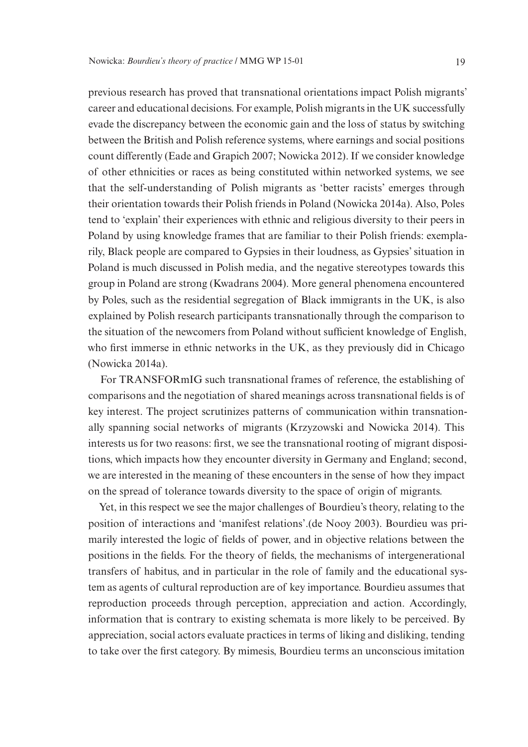previous research has proved that transnational orientations impact Polish migrants' career and educational decisions. For example, Polish migrants in the UK successfully evade the discrepancy between the economic gain and the loss of status by switching between the British and Polish reference systems, where earnings and social positions count differently (Eade and Grapich 2007; Nowicka 2012). If we consider knowledge of other ethnicities or races as being constituted within networked systems, we see that the self-understanding of Polish migrants as 'better racists' emerges through their orientation towards their Polish friends in Poland (Nowicka 2014a). Also, Poles tend to 'explain' their experiences with ethnic and religious diversity to their peers in Poland by using knowledge frames that are familiar to their Polish friends: exemplarily, Black people are compared to Gypsies in their loudness, as Gypsies' situation in Poland is much discussed in Polish media, and the negative stereotypes towards this group in Poland are strong (Kwadrans 2004). More general phenomena encountered by Poles, such as the residential segregation of Black immigrants in the UK, is also explained by Polish research participants transnationally through the comparison to the situation of the newcomers from Poland without sufficient knowledge of English, who first immerse in ethnic networks in the UK, as they previously did in Chicago (Nowicka 2014a).

For TRANSFORmIG such transnational frames of reference, the establishing of comparisons and the negotiation of shared meanings across transnational fields is of key interest. The project scrutinizes patterns of communication within transnationally spanning social networks of migrants (Krzyzowski and Nowicka 2014). This interests us for two reasons: first, we see the transnational rooting of migrant dispositions, which impacts how they encounter diversity in Germany and England; second, we are interested in the meaning of these encounters in the sense of how they impact on the spread of tolerance towards diversity to the space of origin of migrants.

Yet, in this respect we see the major challenges of Bourdieu's theory, relating to the position of interactions and 'manifest relations'.(de Nooy 2003). Bourdieu was primarily interested the logic of fields of power, and in objective relations between the positions in the fields. For the theory of fields, the mechanisms of intergenerational transfers of habitus, and in particular in the role of family and the educational system as agents of cultural reproduction are of key importance. Bourdieu assumes that reproduction proceeds through perception, appreciation and action. Accordingly, information that is contrary to existing schemata is more likely to be perceived. By appreciation, social actors evaluate practices in terms of liking and disliking, tending to take over the first category. By mimesis, Bourdieu terms an unconscious imitation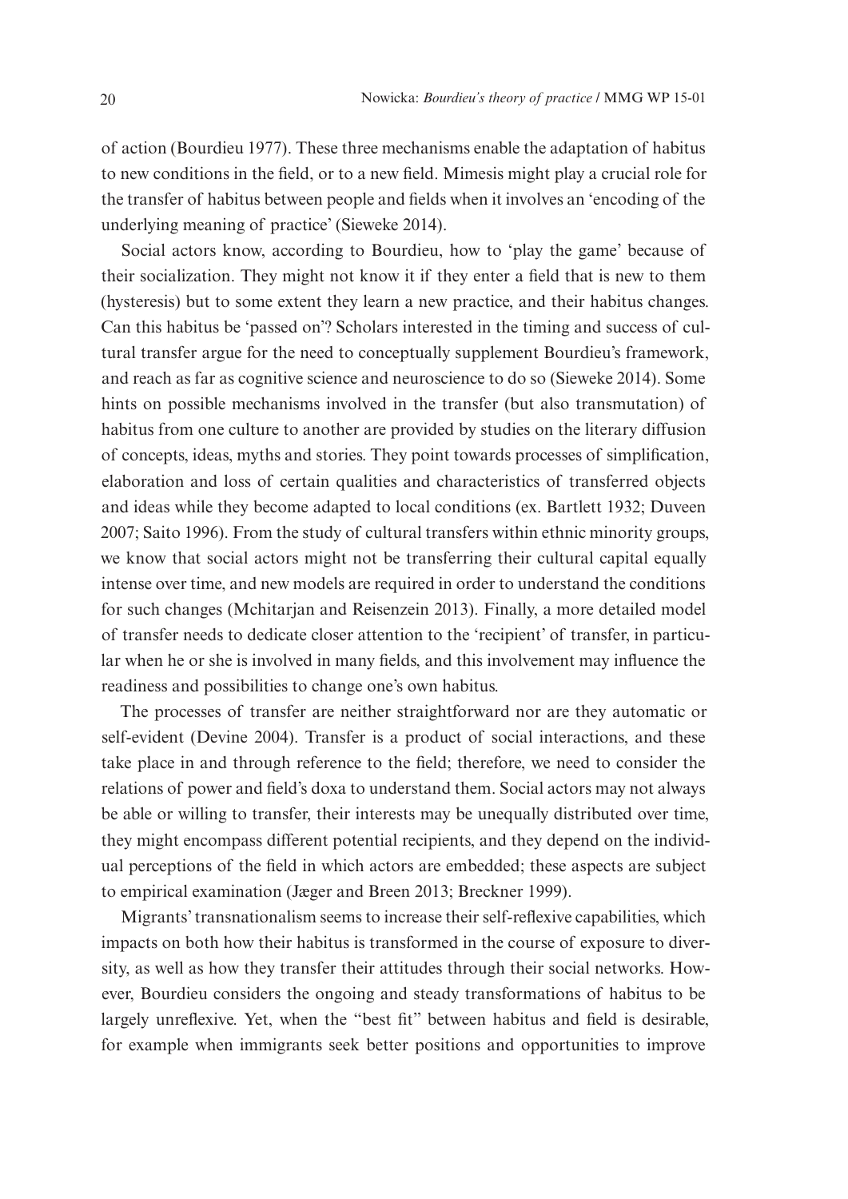of action (Bourdieu 1977). These three mechanisms enable the adaptation of habitus to new conditions in the field, or to a new field. Mimesis might play a crucial role for the transfer of habitus between people and fields when it involves an 'encoding of the underlying meaning of practice' (Sieweke 2014).

Social actors know, according to Bourdieu, how to 'play the game' because of their socialization. They might not know it if they enter a field that is new to them (hysteresis) but to some extent they learn a new practice, and their habitus changes. Can this habitus be 'passed on'? Scholars interested in the timing and success of cultural transfer argue for the need to conceptually supplement Bourdieu's framework, and reach as far as cognitive science and neuroscience to do so (Sieweke 2014). Some hints on possible mechanisms involved in the transfer (but also transmutation) of habitus from one culture to another are provided by studies on the literary diffusion of concepts, ideas, myths and stories. They point towards processes of simplification, elaboration and loss of certain qualities and characteristics of transferred objects and ideas while they become adapted to local conditions (ex. Bartlett 1932; Duveen 2007; Saito 1996). From the study of cultural transfers within ethnic minority groups, we know that social actors might not be transferring their cultural capital equally intense over time, and new models are required in order to understand the conditions for such changes (Mchitarjan and Reisenzein 2013). Finally, a more detailed model of transfer needs to dedicate closer attention to the 'recipient' of transfer, in particular when he or she is involved in many fields, and this involvement may influence the readiness and possibilities to change one's own habitus.

The processes of transfer are neither straightforward nor are they automatic or self-evident (Devine 2004). Transfer is a product of social interactions, and these take place in and through reference to the field; therefore, we need to consider the relations of power and field's doxa to understand them. Social actors may not always be able or willing to transfer, their interests may be unequally distributed over time, they might encompass different potential recipients, and they depend on the individual perceptions of the field in which actors are embedded; these aspects are subject to empirical examination (Jæger and Breen 2013; Breckner 1999).

Migrants' transnationalism seems to increase their self-reflexive capabilities, which impacts on both how their habitus is transformed in the course of exposure to diversity, as well as how they transfer their attitudes through their social networks. However, Bourdieu considers the ongoing and steady transformations of habitus to be largely unreflexive. Yet, when the "best fit" between habitus and field is desirable, for example when immigrants seek better positions and opportunities to improve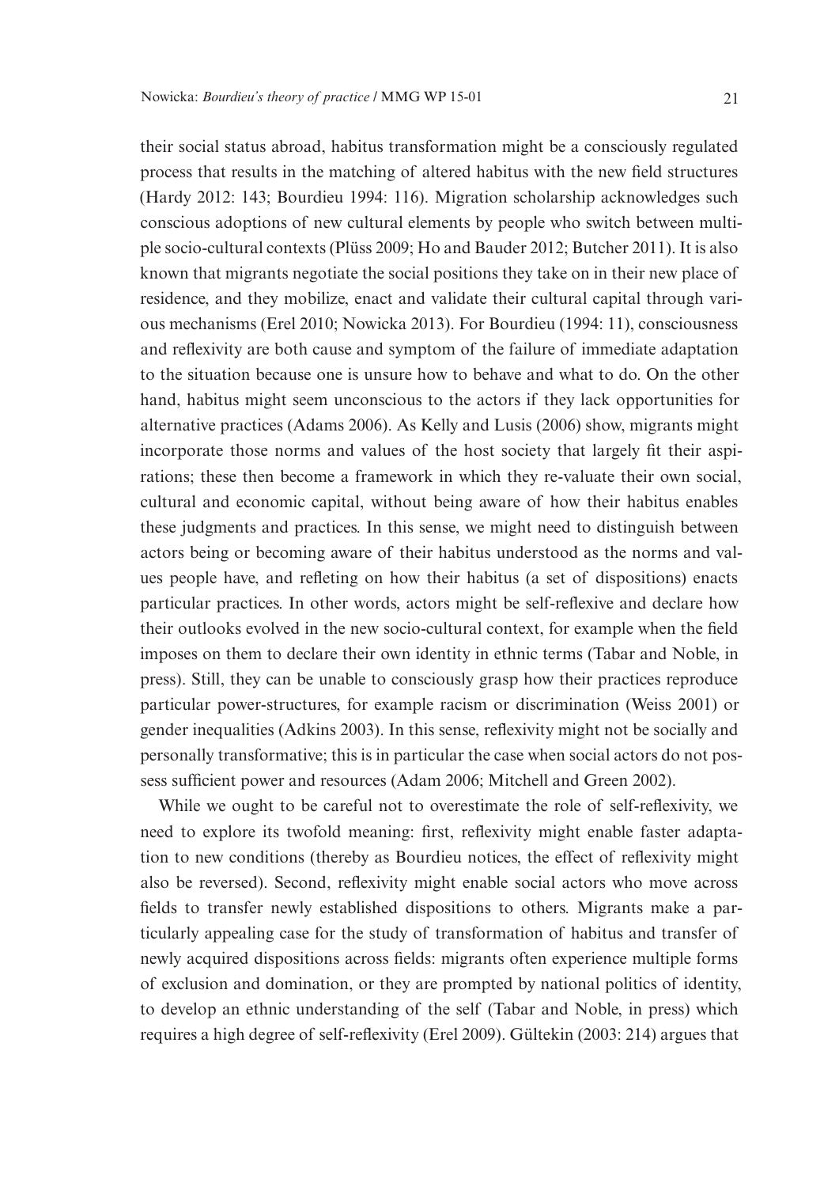their social status abroad, habitus transformation might be a consciously regulated process that results in the matching of altered habitus with the new field structures (Hardy 2012: 143; Bourdieu 1994: 116). Migration scholarship acknowledges such conscious adoptions of new cultural elements by people who switch between multiple socio-cultural contexts (Plüss 2009; Ho and Bauder 2012; Butcher 2011). It is also known that migrants negotiate the social positions they take on in their new place of residence, and they mobilize, enact and validate their cultural capital through various mechanisms (Erel 2010; Nowicka 2013). For Bourdieu (1994: 11), consciousness and reflexivity are both cause and symptom of the failure of immediate adaptation to the situation because one is unsure how to behave and what to do. On the other hand, habitus might seem unconscious to the actors if they lack opportunities for alternative practices (Adams 2006). As Kelly and Lusis (2006) show, migrants might incorporate those norms and values of the host society that largely fit their aspirations; these then become a framework in which they re-valuate their own social, cultural and economic capital, without being aware of how their habitus enables these judgments and practices. In this sense, we might need to distinguish between actors being or becoming aware of their habitus understood as the norms and values people have, and refleting on how their habitus (a set of dispositions) enacts particular practices. In other words, actors might be self-reflexive and declare how their outlooks evolved in the new socio-cultural context, for example when the field imposes on them to declare their own identity in ethnic terms (Tabar and Noble, in press). Still, they can be unable to consciously grasp how their practices reproduce particular power-structures, for example racism or discrimination (Weiss 2001) or gender inequalities (Adkins 2003). In this sense, reflexivity might not be socially and personally transformative; this is in particular the case when social actors do not possess sufficient power and resources (Adam 2006; Mitchell and Green 2002).

While we ought to be careful not to overestimate the role of self-reflexivity, we need to explore its twofold meaning: first, reflexivity might enable faster adaptation to new conditions (thereby as Bourdieu notices, the effect of reflexivity might also be reversed). Second, reflexivity might enable social actors who move across fields to transfer newly established dispositions to others. Migrants make a particularly appealing case for the study of transformation of habitus and transfer of newly acquired dispositions across fields: migrants often experience multiple forms of exclusion and domination, or they are prompted by national politics of identity, to develop an ethnic understanding of the self (Tabar and Noble, in press) which requires a high degree of self-reflexivity (Erel 2009). Gültekin (2003: 214) argues that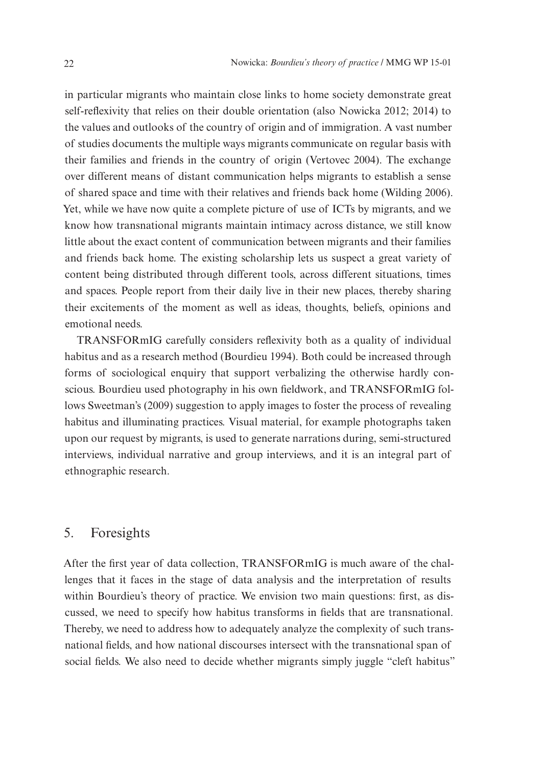in particular migrants who maintain close links to home society demonstrate great self-reflexivity that relies on their double orientation (also Nowicka 2012; 2014) to the values and outlooks of the country of origin and of immigration. A vast number of studies documents the multiple ways migrants communicate on regular basis with their families and friends in the country of origin (Vertovec 2004). The exchange over different means of distant communication helps migrants to establish a sense of shared space and time with their relatives and friends back home (Wilding 2006). Yet, while we have now quite a complete picture of use of ICTs by migrants, and we know how transnational migrants maintain intimacy across distance, we still know little about the exact content of communication between migrants and their families and friends back home. The existing scholarship lets us suspect a great variety of content being distributed through different tools, across different situations, times and spaces. People report from their daily live in their new places, thereby sharing their excitements of the moment as well as ideas, thoughts, beliefs, opinions and emotional needs.

TRANSFORmIG carefully considers reflexivity both as a quality of individual habitus and as a research method (Bourdieu 1994). Both could be increased through forms of sociological enquiry that support verbalizing the otherwise hardly conscious. Bourdieu used photography in his own fieldwork, and TRANSFORmIG follows Sweetman's (2009) suggestion to apply images to foster the process of revealing habitus and illuminating practices. Visual material, for example photographs taken upon our request by migrants, is used to generate narrations during, semi-structured interviews, individual narrative and group interviews, and it is an integral part of ethnographic research.

## 5. Foresights

After the first year of data collection, TRANSFORmIG is much aware of the challenges that it faces in the stage of data analysis and the interpretation of results within Bourdieu's theory of practice. We envision two main questions: first, as discussed, we need to specify how habitus transforms in fields that are transnational. Thereby, we need to address how to adequately analyze the complexity of such transnational fields, and how national discourses intersect with the transnational span of social fields. We also need to decide whether migrants simply juggle "cleft habitus"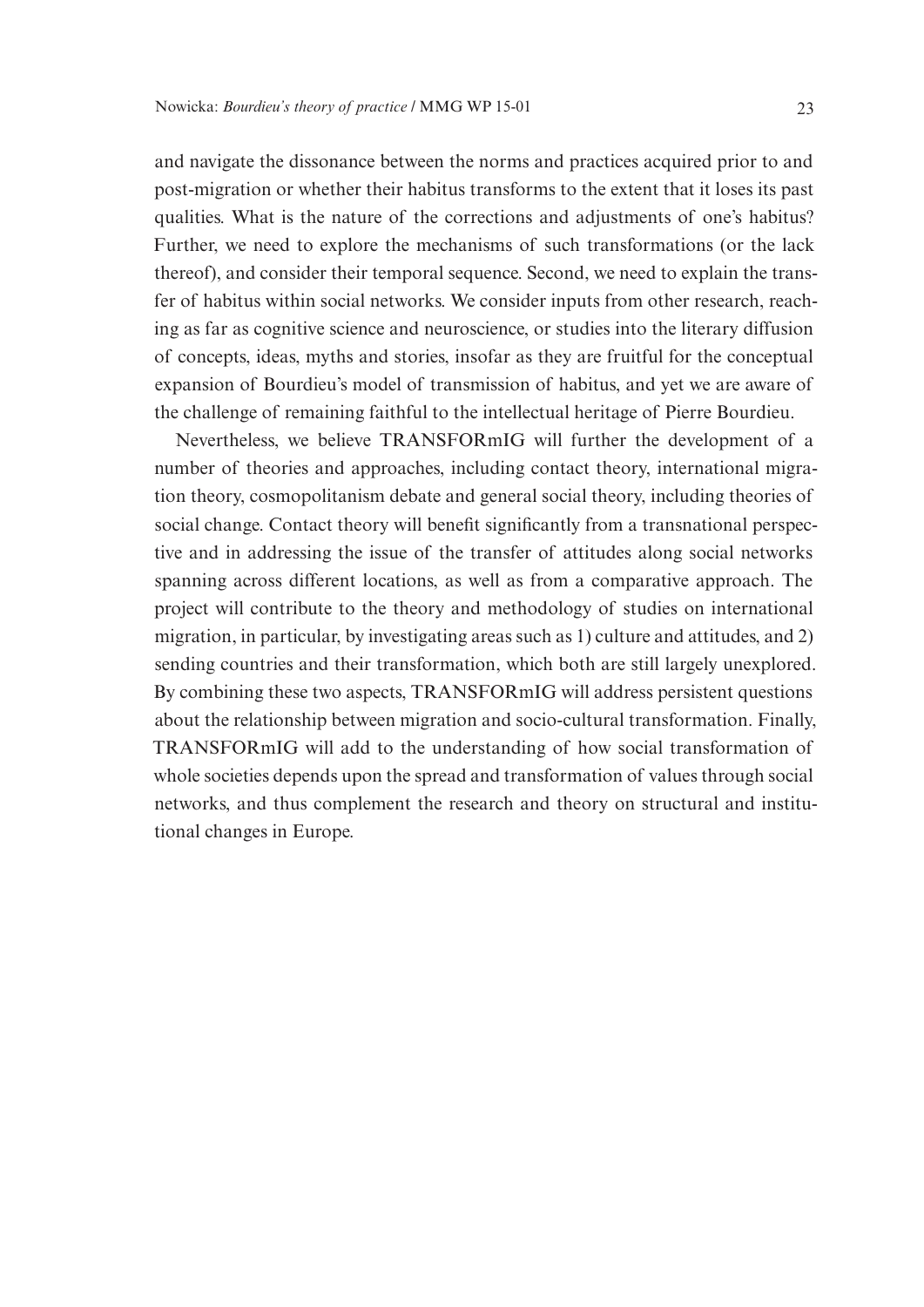and navigate the dissonance between the norms and practices acquired prior to and post-migration or whether their habitus transforms to the extent that it loses its past qualities. What is the nature of the corrections and adjustments of one's habitus? Further, we need to explore the mechanisms of such transformations (or the lack thereof), and consider their temporal sequence. Second, we need to explain the transfer of habitus within social networks. We consider inputs from other research, reaching as far as cognitive science and neuroscience, or studies into the literary diffusion of concepts, ideas, myths and stories, insofar as they are fruitful for the conceptual expansion of Bourdieu's model of transmission of habitus, and yet we are aware of the challenge of remaining faithful to the intellectual heritage of Pierre Bourdieu.

Nevertheless, we believe TRANSFORmIG will further the development of a number of theories and approaches, including contact theory, international migration theory, cosmopolitanism debate and general social theory, including theories of social change. Contact theory will benefit significantly from a transnational perspective and in addressing the issue of the transfer of attitudes along social networks spanning across different locations, as well as from a comparative approach. The project will contribute to the theory and methodology of studies on international migration, in particular, by investigating areas such as 1) culture and attitudes, and 2) sending countries and their transformation, which both are still largely unexplored. By combining these two aspects, TRANSFORmIG will address persistent questions about the relationship between migration and socio-cultural transformation. Finally, TRANSFORmIG will add to the understanding of how social transformation of whole societies depends upon the spread and transformation of values through social networks, and thus complement the research and theory on structural and institutional changes in Europe.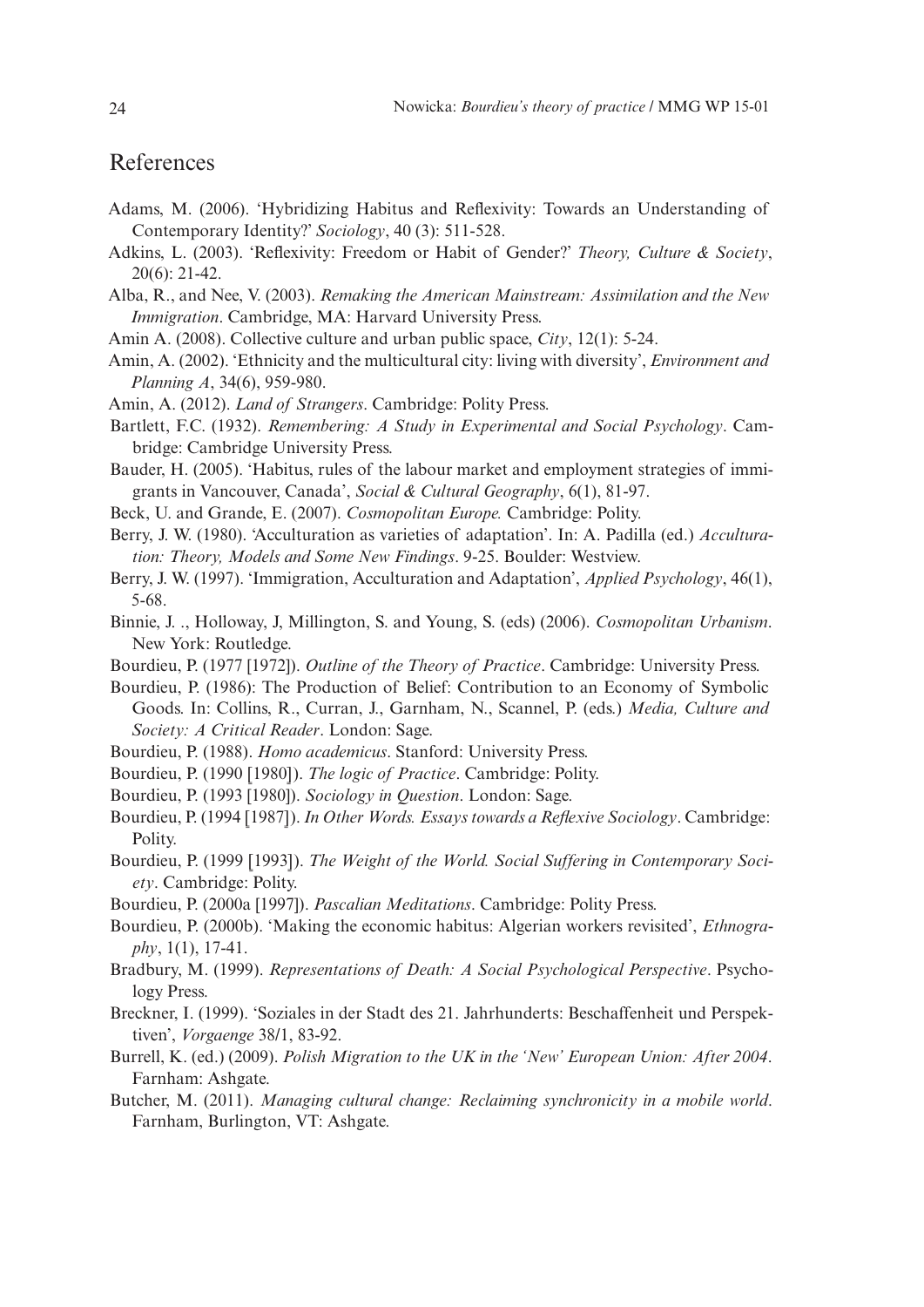## References

Adams, M. (2006). 'Hybridizing Habitus and Reflexivity: Towards an Understanding of Contemporary Identity?' *Sociology*, 40 (3): 511-528.

Adkins, L. (2003). 'Reflexivity: Freedom or Habit of Gender?' *Theory, Culture & Society*, 20(6): 21-42.

Alba, R., and Nee, V. (2003). *Remaking the American Mainstream: Assimilation and the New Immigration*. Cambridge, MA: Harvard University Press.

Amin A. (2008). Collective culture and urban public space, *City*, 12(1): 5-24.

Amin, A. (2002). 'Ethnicity and the multicultural city: living with diversity', *Environment and Planning A*, 34(6), 959-980.

Amin, A. (2012). *Land of Strangers*. Cambridge: Polity Press.

Bartlett, F.C. (1932). *Remembering: A Study in Experimental and Social Psychology*. Cambridge: Cambridge University Press.

Bauder, H. (2005). 'Habitus, rules of the labour market and employment strategies of immigrants in Vancouver, Canada', *Social & Cultural Geography*, 6(1), 81-97.

Beck, U. and Grande, E. (2007). *Cosmopolitan Europe.* Cambridge: Polity.

Berry, J. W. (1980). 'Acculturation as varieties of adaptation'. In: A. Padilla (ed.) *Acculturation: Theory, Models and Some New Findings*. 9-25. Boulder: Westview.

Berry, J. W. (1997). 'Immigration, Acculturation and Adaptation', *Applied Psychology*, 46(1), 5-68.

Binnie, J. ., Holloway, J, Millington, S. and Young, S. (eds) (2006). *Cosmopolitan Urbanism*. New York: Routledge.

Bourdieu, P. (1977 [1972]). *Outline of the Theory of Practice*. Cambridge: University Press.

Bourdieu, P. (1986): The Production of Belief: Contribution to an Economy of Symbolic Goods. In: Collins, R., Curran, J., Garnham, N., Scannel, P. (eds.) *Media, Culture and Society: A Critical Reader*. London: Sage.

Bourdieu, P. (1988). *Homo academicus*. Stanford: University Press.

Bourdieu, P. (1990 [1980]). *The logic of Practice*. Cambridge: Polity.

Bourdieu, P. (1993 [1980]). *Sociology in Question*. London: Sage.

Bourdieu, P. (1994 [1987]). *In Other Words. Essays towards a Reflexive Sociology*. Cambridge: Polity.

Bourdieu, P. (1999 [1993]). *The Weight of the World. Social Suffering in Contemporary Society*. Cambridge: Polity.

Bourdieu, P. (2000a [1997]). *Pascalian Meditations*. Cambridge: Polity Press.

Bourdieu, P. (2000b). 'Making the economic habitus: Algerian workers revisited', *Ethnography*, 1(1), 17-41.

Bradbury, M. (1999). *Representations of Death: A Social Psychological Perspective*. Psychology Press.

Breckner, I. (1999). 'Soziales in der Stadt des 21. Jahrhunderts: Beschaffenheit und Perspektiven', *Vorgaenge* 38/1, 83-92.

Burrell, K. (ed.) (2009). *Polish Migration to the UK in the 'New' European Union: After 2004*. Farnham: Ashgate.

Butcher, M. (2011). *Managing cultural change: Reclaiming synchronicity in a mobile world*. Farnham, Burlington, VT: Ashgate.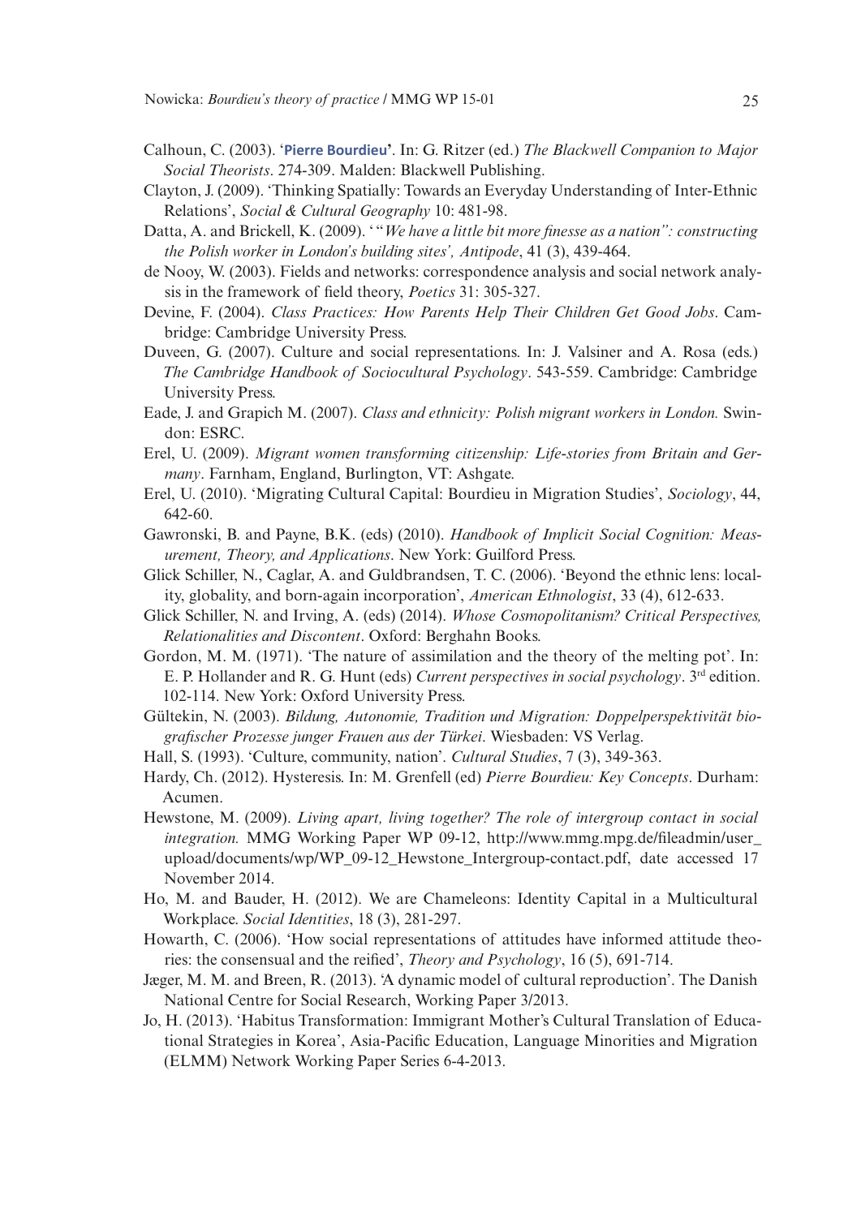Calhoun, C. (2003). '**Pierre Bourdieu**'. In: G. Ritzer (ed.) *The Blackwell Companion to Major Social Theorists*. 274-309. Malden: Blackwell Publishing.

Clayton, J. (2009). 'Thinking Spatially: Towards an Everyday Understanding of Inter-Ethnic Relations', *Social & Cultural Geography* 10: 481-98.

Datta, A. and Brickell, K. (2009). '"*We have a little bit more finesse as a nation": constructing the Polish worker in London's building sites', Antipode*, 41 (3), 439-464.

de Nooy, W. (2003). Fields and networks: correspondence analysis and social network analysis in the framework of field theory, *Poetics* 31: 305-327.

Devine, F. (2004). *Class Practices: How Parents Help Their Children Get Good Jobs*. Cambridge: Cambridge University Press.

Duveen, G. (2007). Culture and social representations. In: J. Valsiner and A. Rosa (eds.) *The Cambridge Handbook of Sociocultural Psychology*. 543-559. Cambridge: Cambridge University Press.

Eade, J. and Grapich M. (2007). *Class and ethnicity: Polish migrant workers in London.* Swindon: ESRC.

Erel, U. (2009). *Migrant women transforming citizenship: Life-stories from Britain and Germany*. Farnham, England, Burlington, VT: Ashgate.

Erel, U. (2010). 'Migrating Cultural Capital: Bourdieu in Migration Studies', *Sociology*, 44, 642-60.

Gawronski, B. and Payne, B.K. (eds) (2010). *Handbook of Implicit Social Cognition: Measurement, Theory, and Applications*. New York: Guilford Press.

Glick Schiller, N., Caglar, A. and Guldbrandsen, T. C. (2006). 'Beyond the ethnic lens: locality, globality, and born-again incorporation', *American Ethnologist*, 33 (4), 612-633.

Glick Schiller, N. and Irving, A. (eds) (2014). *Whose Cosmopolitanism? Critical Perspectives, Relationalities and Discontent*. Oxford: Berghahn Books.

Gordon, M. M. (1971). 'The nature of assimilation and the theory of the melting pot'. In: E. P. Hollander and R. G. Hunt (eds) *Current perspectives in social psychology*. 3rd edition. 102-114. New York: Oxford University Press.

Gültekin, N. (2003). *Bildung, Autonomie, Tradition und Migration: Doppelperspektivität biografischer Prozesse junger Frauen aus der Türkei*. Wiesbaden: VS Verlag.

Hall, S. (1993). 'Culture, community, nation'. *Cultural Studies*, 7 (3), 349-363.

Hardy, Ch. (2012). Hysteresis. In: M. Grenfell (ed) *Pierre Bourdieu: Key Concepts*. Durham: Acumen.

Hewstone, M. (2009). *Living apart, living together? The role of intergroup contact in social integration.* MMG Working Paper WP 09-12, http://www.mmg.mpg.de/fileadmin/user_upload/documents/wp/WP_09-12_Hewstone_Intergroup-contact.pdf, date accessed 17 November 2014.

Ho, M. and Bauder, H. (2012). We are Chameleons: Identity Capital in a Multicultural Workplace. *Social Identities*, 18 (3), 281-297.

Howarth, C. (2006). 'How social representations of attitudes have informed attitude theories: the consensual and the reified', *Theory and Psychology*, 16 (5), 691-714.

Jæger, M. M. and Breen, R. (2013). 'A dynamic model of cultural reproduction'. The Danish National Centre for Social Research, Working Paper 3/2013.

Jo, H. (2013). 'Habitus Transformation: Immigrant Mother's Cultural Translation of Educational Strategies in Korea', Asia-Pacific Education, Language Minorities and Migration (ELMM) Network Working Paper Series 6-4-2013.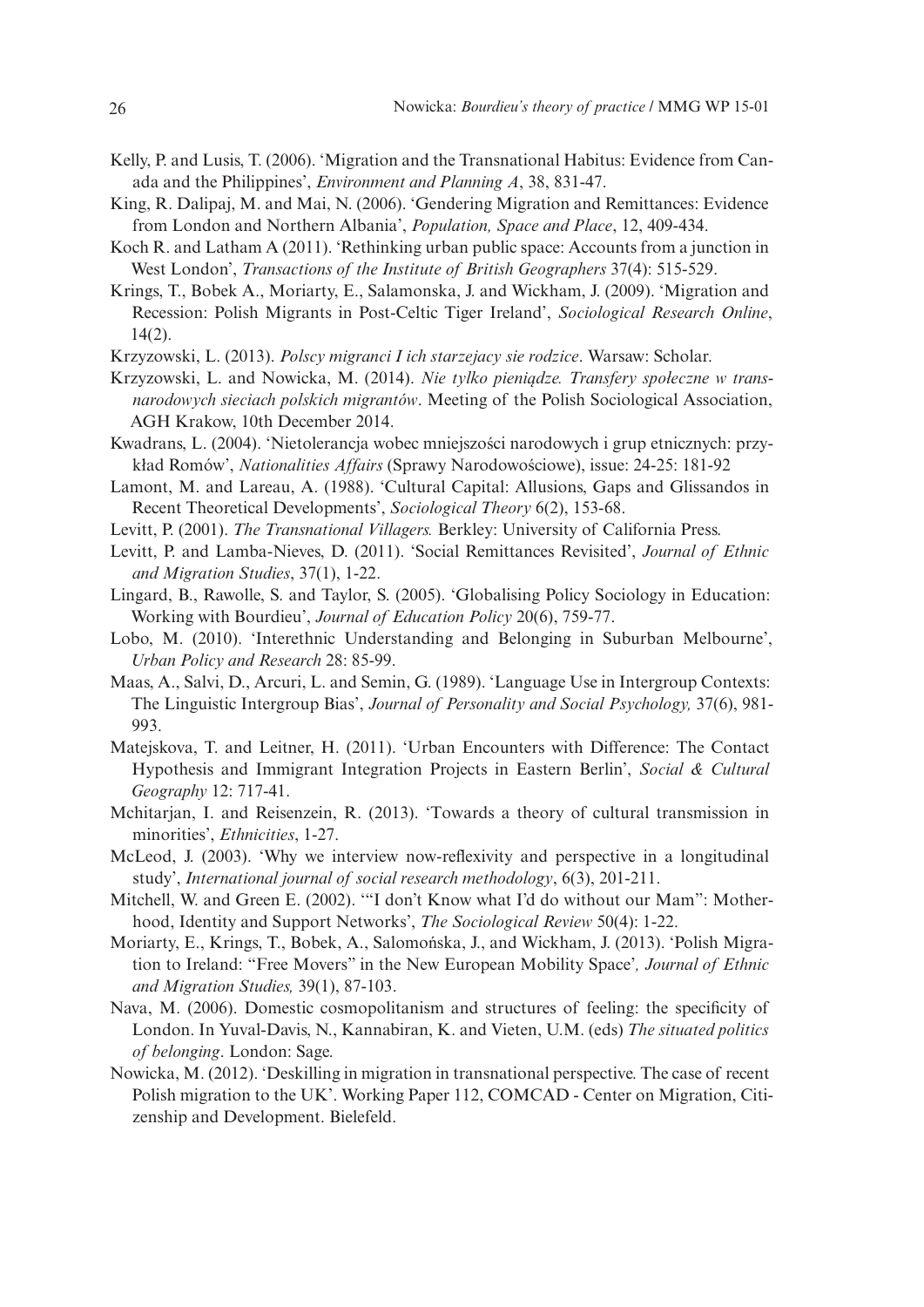Kelly, P. and Lusis, T. (2006). 'Migration and the Transnational Habitus: Evidence from Canada and the Philippines', *Environment and Planning A*, 38, 831-47.

King, R. Dalipaj, M. and Mai, N. (2006). 'Gendering Migration and Remittances: Evidence from London and Northern Albania', *Population, Space and Place*, 12, 409-434.

Koch R. and Latham A (2011). 'Rethinking urban public space: Accounts from a junction in West London', *Transactions of the Institute of British Geographers* 37(4): 515-529.

Krings, T., Bobek A., Moriarty, E., Salamonska, J. and Wickham, J. (2009). 'Migration and Recession: Polish Migrants in Post-Celtic Tiger Ireland', *Sociological Research Online*, 14(2).

Krzyzowski, L. (2013). *Polscy migranci I ich starzejacy sie rodzice*. Warsaw: Scholar.

Krzyzowski, L. and Nowicka, M. (2014). *Nie tylko pieniądze. Transfery społeczne w transnarodowych sieciach polskich migrantów*. Meeting of the Polish Sociological Association, AGH Krakow, 10th December 2014.

Kwadrans, L. (2004). 'Nietolerancja wobec mniejszości narodowych i grup etnicznych: przykład Romów', *Nationalities Affairs* (Sprawy Narodowościowe), issue: 24-25: 181-92

Lamont, M. and Lareau, A. (1988). 'Cultural Capital: Allusions, Gaps and Glissandos in Recent Theoretical Developments', *Sociological Theory* 6(2), 153-68.

Levitt, P. (2001). *The Transnational Villagers.* Berkley: University of California Press.

Levitt, P. and Lamba-Nieves, D. (2011). 'Social Remittances Revisited', *Journal of Ethnic and Migration Studies*, 37(1), 1-22.

Lingard, B., Rawolle, S. and Taylor, S. (2005). 'Globalising Policy Sociology in Education: Working with Bourdieu', *Journal of Education Policy* 20(6), 759-77.

Lobo, M. (2010). 'Interethnic Understanding and Belonging in Suburban Melbourne', *Urban Policy and Research* 28: 85-99.

Maas, A., Salvi, D., Arcuri, L. and Semin, G. (1989). 'Language Use in Intergroup Contexts: The Linguistic Intergroup Bias', *Journal of Personality and Social Psychology,* 37(6), 981-993.

Matejskova, T. and Leitner, H. (2011). 'Urban Encounters with Difference: The Contact Hypothesis and Immigrant Integration Projects in Eastern Berlin', *Social & Cultural Geography* 12: 717-41.

Mchitarjan, I. and Reisenzein, R. (2013). 'Towards a theory of cultural transmission in minorities', *Ethnicities*, 1-27.

McLeod, J. (2003). 'Why we interview now-reflexivity and perspective in a longitudinal study', *International journal of social research methodology*, 6(3), 201-211.

Mitchell, W. and Green E. (2002). '"I don't Know what I'd do without our Mam": Motherhood, Identity and Support Networks', *The Sociological Review* 50(4): 1-22.

Moriarty, E., Krings, T., Bobek, A., Salomońska, J., and Wickham, J. (2013). 'Polish Migration to Ireland: "Free Movers" in the New European Mobility Space'*, Journal of Ethnic and Migration Studies,* 39(1), 87-103.

Nava, M. (2006). Domestic cosmopolitanism and structures of feeling: the specificity of London. In Yuval-Davis, N., Kannabiran, K. and Vieten, U.M. (eds) *The situated politics of belonging*. London: Sage.

Nowicka, M. (2012). 'Deskilling in migration in transnational perspective. The case of recent Polish migration to the UK'. Working Paper 112, COMCAD - Center on Migration, Citizenship and Development. Bielefeld.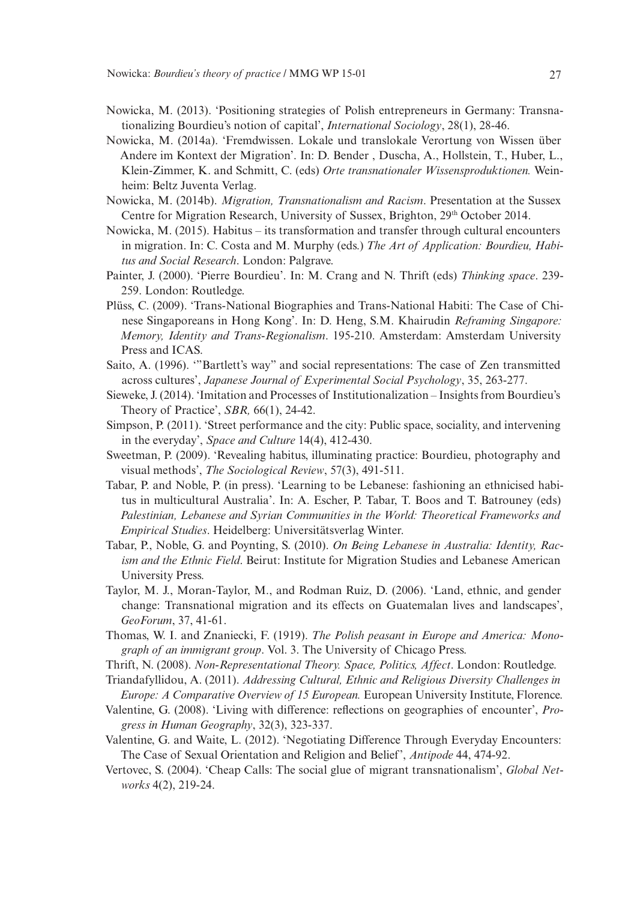Nowicka, M. (2013). 'Positioning strategies of Polish entrepreneurs in Germany: Transnationalizing Bourdieu's notion of capital', *International Sociology*, 28(1), 28-46.

Nowicka, M. (2014a). 'Fremdwissen. Lokale und translokale Verortung von Wissen über Andere im Kontext der Migration'. In: D. Bender , Duscha, A., Hollstein, T., Huber, L., Klein-Zimmer, K. and Schmitt, C. (eds) *Orte transnationaler Wissensproduktionen.* Weinheim: Beltz Juventa Verlag.

Nowicka, M. (2014b). *Migration, Transnationalism and Racism*. Presentation at the Sussex Centre for Migration Research, University of Sussex, Brighton, 29th October 2014.

Nowicka, M. (2015). Habitus – its transformation and transfer through cultural encounters in migration. In: C. Costa and M. Murphy (eds.) *The Art of Application: Bourdieu, Habitus and Social Research*. London: Palgrave.

Painter, J. (2000). 'Pierre Bourdieu'. In: M. Crang and N. Thrift (eds) *Thinking space*. 239-259. London: Routledge.

Plüss, C. (2009). 'Trans-National Biographies and Trans-National Habiti: The Case of Chinese Singaporeans in Hong Kong'. In: D. Heng, S.M. Khairudin *Reframing Singapore: Memory, Identity and Trans-Regionalism*. 195-210. Amsterdam: Amsterdam University Press and ICAS.

Saito, A. (1996). '"Bartlett's way" and social representations: The case of Zen transmitted across cultures', *Japanese Journal of Experimental Social Psychology*, 35, 263-277.

Sieweke, J. (2014). 'Imitation and Processes of Institutionalization – Insights from Bourdieu's Theory of Practice', *SBR,* 66(1), 24-42.

Simpson, P. (2011). 'Street performance and the city: Public space, sociality, and intervening in the everyday', *Space and Culture* 14(4), 412-430.

Sweetman, P. (2009). 'Revealing habitus, illuminating practice: Bourdieu, photography and visual methods', *The Sociological Review*, 57(3), 491-511.

Tabar, P. and Noble, P. (in press). 'Learning to be Lebanese: fashioning an ethnicised habitus in multicultural Australia'. In: A. Escher, P. Tabar, T. Boos and T. Batrouney (eds) *Palestinian, Lebanese and Syrian Communities in the World: Theoretical Frameworks and Empirical Studies*. Heidelberg: Universitätsverlag Winter.

Tabar, P., Noble, G. and Poynting, S. (2010). *On Being Lebanese in Australia: Identity, Racism and the Ethnic Field*. Beirut: Institute for Migration Studies and Lebanese American University Press.

Taylor, M. J., Moran-Taylor, M., and Rodman Ruiz, D. (2006). 'Land, ethnic, and gender change: Transnational migration and its effects on Guatemalan lives and landscapes', *GeoForum*, 37, 41-61.

Thomas, W. I. and Znaniecki, F. (1919). *The Polish peasant in Europe and America: Monograph of an immigrant group*. Vol. 3. The University of Chicago Press.

Thrift, N. (2008). *Non-Representational Theory. Space, Politics, Affect*. London: Routledge.

Triandafyllidou, A. (2011). *Addressing Cultural, Ethnic and Religious Diversity Challenges in Europe: A Comparative Overview of 15 European.* European University Institute, Florence.

Valentine, G. (2008). 'Living with difference: reflections on geographies of encounter', *Progress in Human Geography*, 32(3), 323-337.

Valentine, G. and Waite, L. (2012). 'Negotiating Difference Through Everyday Encounters: The Case of Sexual Orientation and Religion and Belief', *Antipode* 44, 474-92.

Vertovec, S. (2004). 'Cheap Calls: The social glue of migrant transnationalism', *Global Networks* 4(2), 219-24.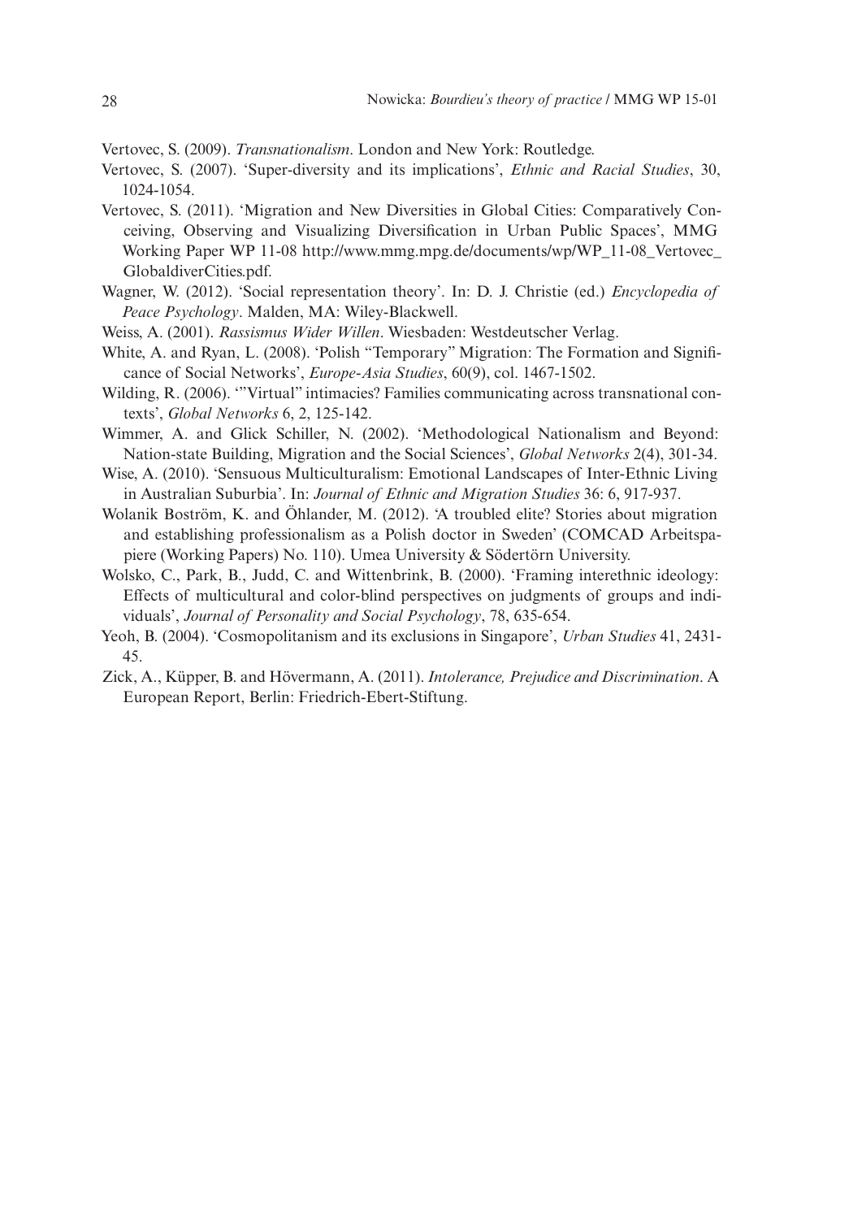Vertovec, S. (2009). *Transnationalism*. London and New York: Routledge.

Vertovec, S. (2007). 'Super-diversity and its implications', *Ethnic and Racial Studies*, 30, 1024-1054.

Vertovec, S. (2011). 'Migration and New Diversities in Global Cities: Comparatively Conceiving, Observing and Visualizing Diversification in Urban Public Spaces', MMG Working Paper WP 11-08 http://www.mmg.mpg.de/documents/wp/WP_11-08_Vertovec_GlobaldiverCities.pdf.

Wagner, W. (2012). 'Social representation theory'. In: D. J. Christie (ed.) *Encyclopedia of Peace Psychology*. Malden, MA: Wiley-Blackwell.

Weiss, A. (2001). *Rassismus Wider Willen*. Wiesbaden: Westdeutscher Verlag.

White, A. and Ryan, L. (2008). 'Polish "Temporary" Migration: The Formation and Significance of Social Networks', *Europe-Asia Studies*, 60(9), col. 1467-1502.

Wilding, R. (2006). '"Virtual" intimacies? Families communicating across transnational contexts', *Global Networks* 6, 2, 125-142.

Wimmer, A. and Glick Schiller, N. (2002). 'Methodological Nationalism and Beyond: Nation-state Building, Migration and the Social Sciences', *Global Networks* 2(4), 301-34.

Wise, A. (2010). 'Sensuous Multiculturalism: Emotional Landscapes of Inter-Ethnic Living in Australian Suburbia'. In: *Journal of Ethnic and Migration Studies* 36: 6, 917-937.

Wolanik Boström, K. and Öhlander, M. (2012). 'A troubled elite? Stories about migration and establishing professionalism as a Polish doctor in Sweden' (COMCAD Arbeitspapiere (Working Papers) No. 110). Umea University & Södertörn University.

Wolsko, C., Park, B., Judd, C. and Wittenbrink, B. (2000). 'Framing interethnic ideology: Effects of multicultural and color-blind perspectives on judgments of groups and individuals', *Journal of Personality and Social Psychology*, 78, 635-654.

Yeoh, B. (2004). 'Cosmopolitanism and its exclusions in Singapore', *Urban Studies* 41, 2431-45.

Zick, A., Küpper, B. and Hövermann, A. (2011). *Intolerance, Prejudice and Discrimination*. A European Report, Berlin: Friedrich-Ebert-Stiftung.